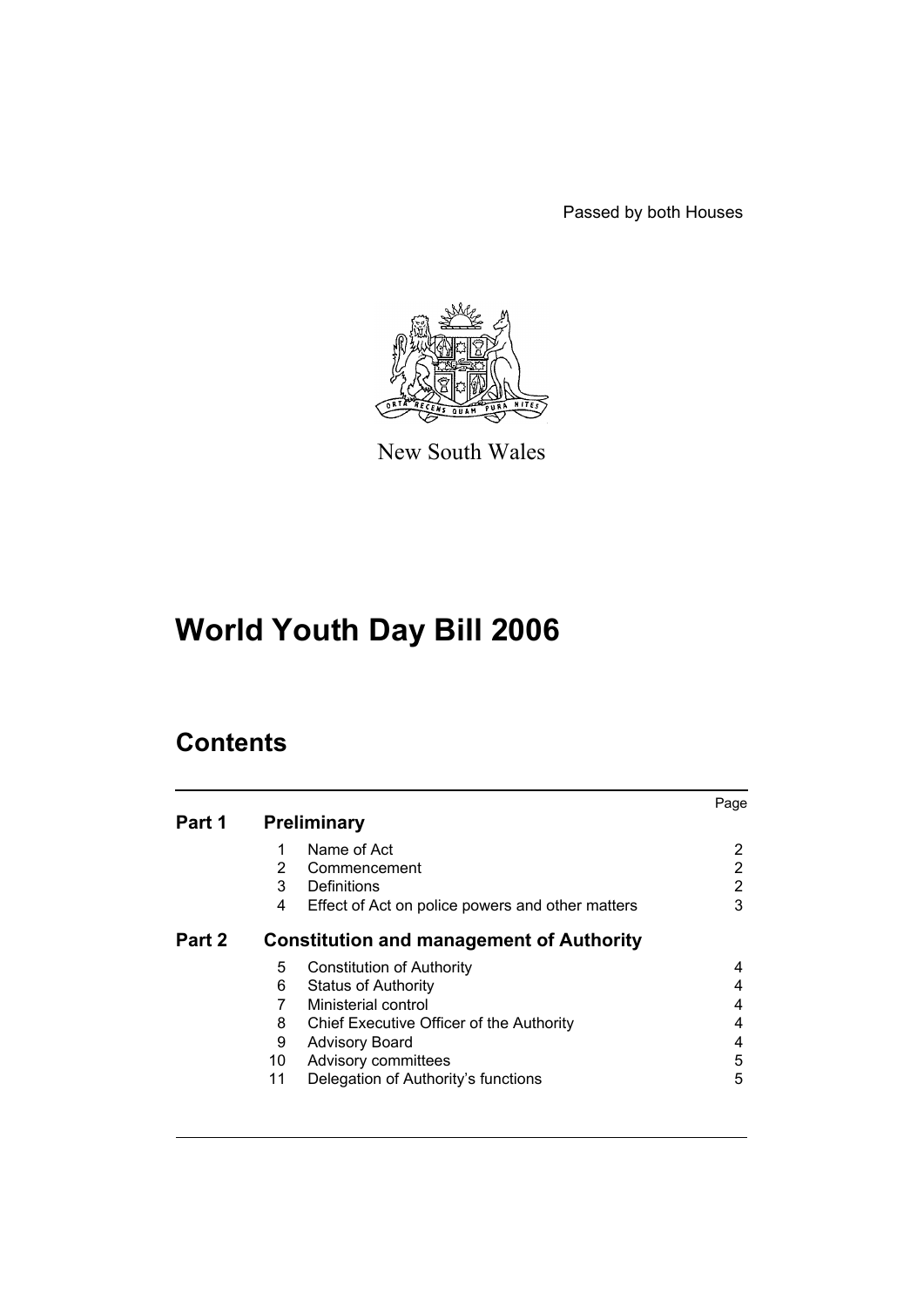Passed by both Houses

New South Wales

# World Youth Day Bill 2006

## Contents

| | | | Page |
|---|---|---|---|
| **Part 1** | **Preliminary** | | |
| | 1 | Name of Act | 2 |
| | 2 | Commencement | 2 |
| | 3 | Definitions | 2 |
| | 4 | Effect of Act on police powers and other matters | 3 |
| **Part 2** | **Constitution and management of Authority** | | |
| | 5 | Constitution of Authority | 4 |
| | 6 | Status of Authority | 4 |
| | 7 | Ministerial control | 4 |
| | 8 | Chief Executive Officer of the Authority | 4 |
| | 9 | Advisory Board | 4 |
| | 10 | Advisory committees | 5 |
| | 11 | Delegation of Authority's functions | 5 |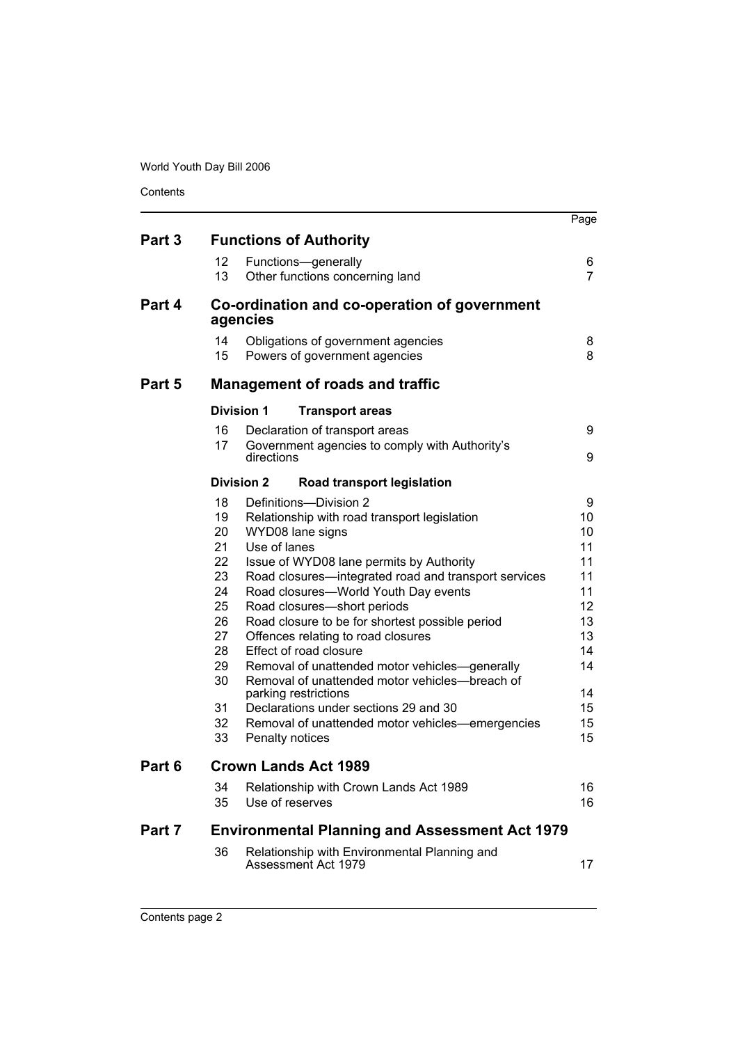| | | | Page |
|---|---|---|---|
| **Part 3** | **Functions of Authority** | | |
| | 12 | Functions—generally | 6 |
| | 13 | Other functions concerning land | 7 |
| **Part 4** | **Co-ordination and co-operation of government agencies** | | |
| | 14 | Obligations of government agencies | 8 |
| | 15 | Powers of government agencies | 8 |
| **Part 5** | **Management of roads and traffic** | | |
| | **Division 1** | **Transport areas** | |
| | 16 | Declaration of transport areas | 9 |
| | 17 | Government agencies to comply with Authority's directions | 9 |
| | **Division 2** | **Road transport legislation** | |
| | 18 | Definitions—Division 2 | 9 |
| | 19 | Relationship with road transport legislation | 10 |
| | 20 | WYD08 lane signs | 10 |
| | 21 | Use of lanes | 11 |
| | 22 | Issue of WYD08 lane permits by Authority | 11 |
| | 23 | Road closures—integrated road and transport services | 11 |
| | 24 | Road closures—World Youth Day events | 11 |
| | 25 | Road closures—short periods | 12 |
| | 26 | Road closure to be for shortest possible period | 13 |
| | 27 | Offences relating to road closures | 13 |
| | 28 | Effect of road closure | 14 |
| | 29 | Removal of unattended motor vehicles—generally | 14 |
| | 30 | Removal of unattended motor vehicles—breach of parking restrictions | 14 |
| | 31 | Declarations under sections 29 and 30 | 15 |
| | 32 | Removal of unattended motor vehicles—emergencies | 15 |
| | 33 | Penalty notices | 15 |
| **Part 6** | **Crown Lands Act 1989** | | |
| | 34 | Relationship with Crown Lands Act 1989 | 16 |
| | 35 | Use of reserves | 16 |
| **Part 7** | **Environmental Planning and Assessment Act 1979** | | |
| | 36 | Relationship with Environmental Planning and Assessment Act 1979 | 17 |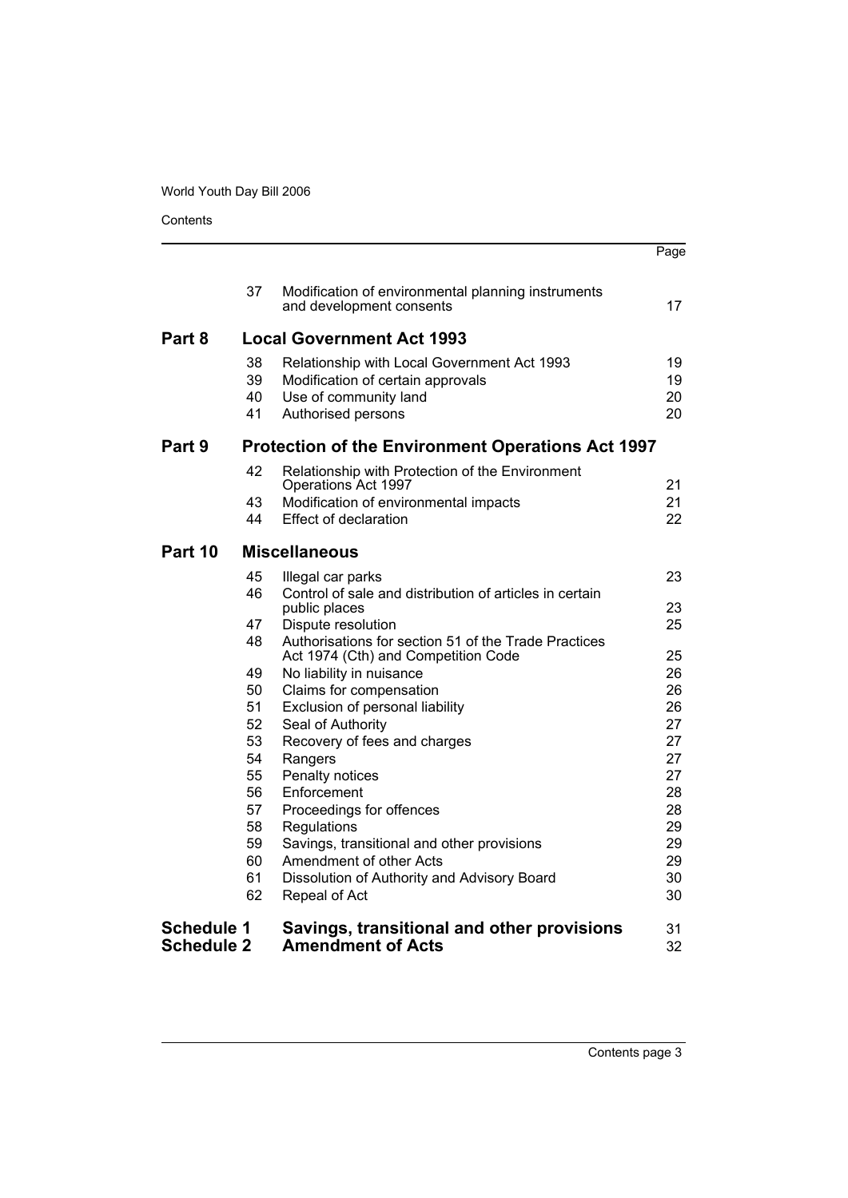| | | | Page |
|---|---|---|---|
| | 37 | Modification of environmental planning instruments and development consents | 17 |
| **Part 8** | | **Local Government Act 1993** | |
| | 38 | Relationship with Local Government Act 1993 | 19 |
| | 39 | Modification of certain approvals | 19 |
| | 40 | Use of community land | 20 |
| | 41 | Authorised persons | 20 |
| **Part 9** | | **Protection of the Environment Operations Act 1997** | |
| | 42 | Relationship with Protection of the Environment Operations Act 1997 | 21 |
| | 43 | Modification of environmental impacts | 21 |
| | 44 | Effect of declaration | 22 |
| **Part 10** | | **Miscellaneous** | |
| | 45 | Illegal car parks | 23 |
| | 46 | Control of sale and distribution of articles in certain public places | 23 |
| | 47 | Dispute resolution | 25 |
| | 48 | Authorisations for section 51 of the Trade Practices Act 1974 (Cth) and Competition Code | 25 |
| | 49 | No liability in nuisance | 26 |
| | 50 | Claims for compensation | 26 |
| | 51 | Exclusion of personal liability | 26 |
| | 52 | Seal of Authority | 27 |
| | 53 | Recovery of fees and charges | 27 |
| | 54 | Rangers | 27 |
| | 55 | Penalty notices | 27 |
| | 56 | Enforcement | 28 |
| | 57 | Proceedings for offences | 28 |
| | 58 | Regulations | 29 |
| | 59 | Savings, transitional and other provisions | 29 |
| | 60 | Amendment of other Acts | 29 |
| | 61 | Dissolution of Authority and Advisory Board | 30 |
| | 62 | Repeal of Act | 30 |
| **Schedule 1** | | **Savings, transitional and other provisions** | 31 |
| **Schedule 2** | | **Amendment of Acts** | 32 |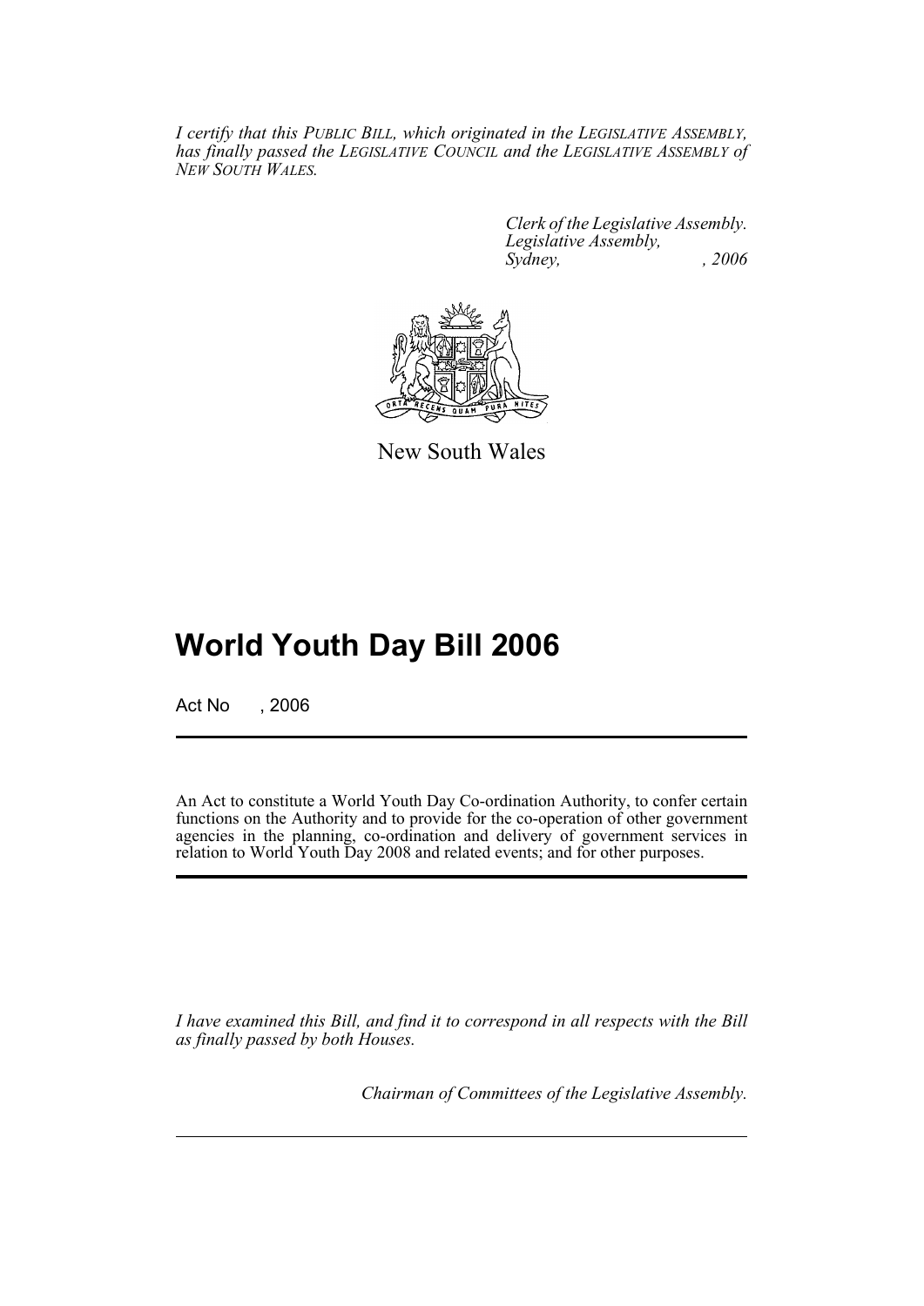*I certify that this PUBLIC BILL, which originated in the LEGISLATIVE ASSEMBLY, has finally passed the LEGISLATIVE COUNCIL and the LEGISLATIVE ASSEMBLY of NEW SOUTH WALES.*

*Clerk of the Legislative Assembly.*
*Legislative Assembly,*
*Sydney, , 2006*

New South Wales

# World Youth Day Bill 2006

Act No , 2006

An Act to constitute a World Youth Day Co-ordination Authority, to confer certain functions on the Authority and to provide for the co-operation of other government agencies in the planning, co-ordination and delivery of government services in relation to World Youth Day 2008 and related events; and for other purposes.

*I have examined this Bill, and find it to correspond in all respects with the Bill as finally passed by both Houses.*

*Chairman of Committees of the Legislative Assembly.*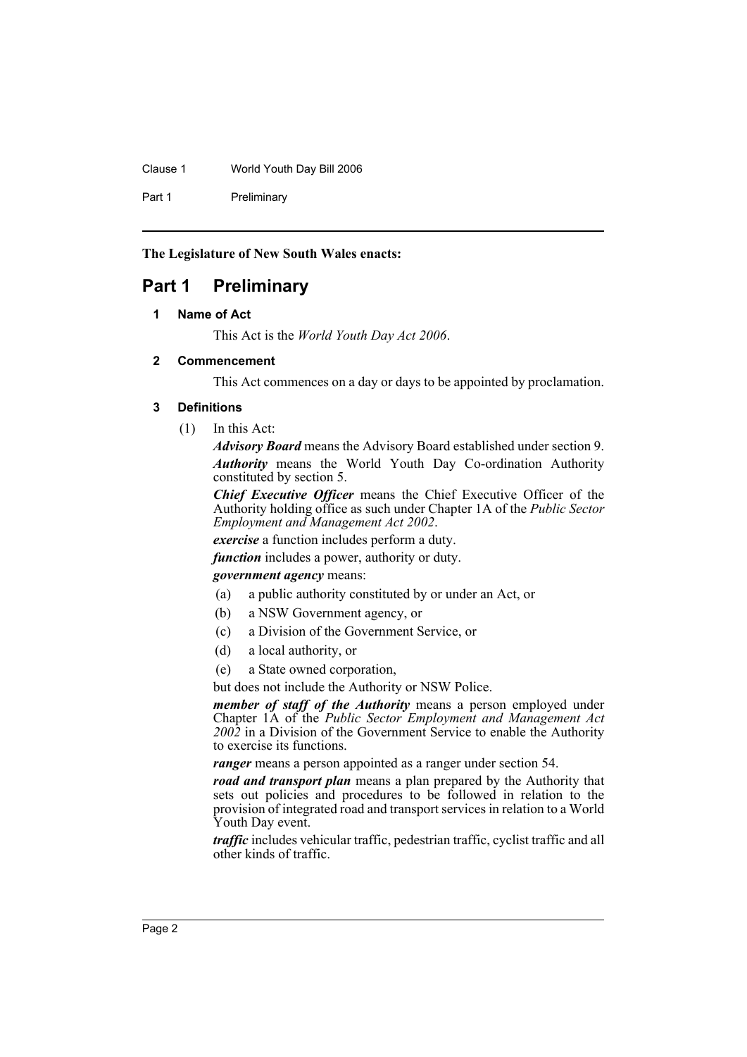**The Legislature of New South Wales enacts:**

# Part 1 Preliminary

## 1 Name of Act

This Act is the *World Youth Day Act 2006*.

## 2 Commencement

This Act commences on a day or days to be appointed by proclamation.

## 3 Definitions

(1) In this Act:

***Advisory Board*** means the Advisory Board established under section 9.

***Authority*** means the World Youth Day Co-ordination Authority constituted by section 5.

***Chief Executive Officer*** means the Chief Executive Officer of the Authority holding office as such under Chapter 1A of the *Public Sector Employment and Management Act 2002*.

***exercise*** a function includes perform a duty.

***function*** includes a power, authority or duty.

***government agency*** means:

- (a) a public authority constituted by or under an Act, or
- (b) a NSW Government agency, or
- (c) a Division of the Government Service, or
- (d) a local authority, or
- (e) a State owned corporation,

but does not include the Authority or NSW Police.

***member of staff of the Authority*** means a person employed under Chapter 1A of the *Public Sector Employment and Management Act 2002* in a Division of the Government Service to enable the Authority to exercise its functions.

***ranger*** means a person appointed as a ranger under section 54.

***road and transport plan*** means a plan prepared by the Authority that sets out policies and procedures to be followed in relation to the provision of integrated road and transport services in relation to a World Youth Day event.

***traffic*** includes vehicular traffic, pedestrian traffic, cyclist traffic and all other kinds of traffic.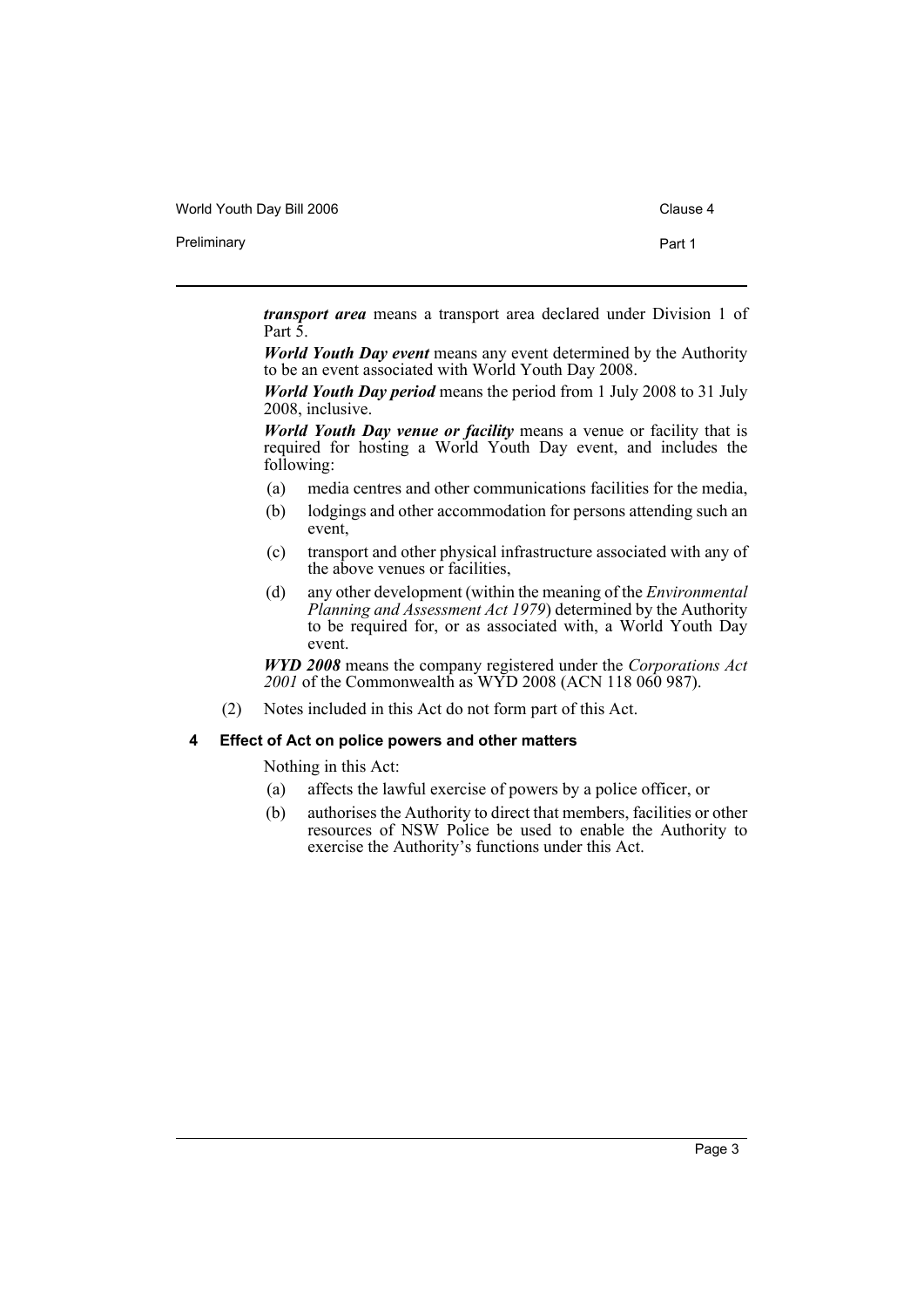***transport area*** means a transport area declared under Division 1 of Part 5.

***World Youth Day event*** means any event determined by the Authority to be an event associated with World Youth Day 2008.

***World Youth Day period*** means the period from 1 July 2008 to 31 July 2008, inclusive.

***World Youth Day venue or facility*** means a venue or facility that is required for hosting a World Youth Day event, and includes the following:

(a) media centres and other communications facilities for the media,

(b) lodgings and other accommodation for persons attending such an event,

(c) transport and other physical infrastructure associated with any of the above venues or facilities,

(d) any other development (within the meaning of the *Environmental Planning and Assessment Act 1979*) determined by the Authority to be required for, or as associated with, a World Youth Day event.

***WYD 2008*** means the company registered under the *Corporations Act 2001* of the Commonwealth as WYD 2008 (ACN 118 060 987).

(2) Notes included in this Act do not form part of this Act.

#### 4 Effect of Act on police powers and other matters

Nothing in this Act:

(a) affects the lawful exercise of powers by a police officer, or

(b) authorises the Authority to direct that members, facilities or other resources of NSW Police be used to enable the Authority to exercise the Authority's functions under this Act.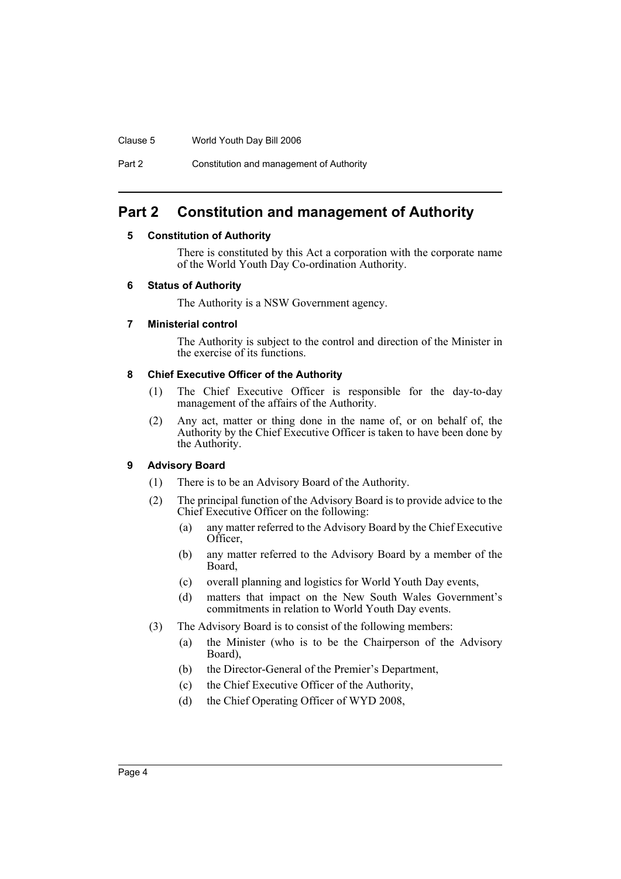## Part 2 Constitution and management of Authority

### 5 Constitution of Authority

There is constituted by this Act a corporation with the corporate name of the World Youth Day Co-ordination Authority.

### 6 Status of Authority

The Authority is a NSW Government agency.

### 7 Ministerial control

The Authority is subject to the control and direction of the Minister in the exercise of its functions.

### 8 Chief Executive Officer of the Authority

(1) The Chief Executive Officer is responsible for the day-to-day management of the affairs of the Authority.

(2) Any act, matter or thing done in the name of, or on behalf of, the Authority by the Chief Executive Officer is taken to have been done by the Authority.

### 9 Advisory Board

(1) There is to be an Advisory Board of the Authority.

(2) The principal function of the Advisory Board is to provide advice to the Chief Executive Officer on the following:

- (a) any matter referred to the Advisory Board by the Chief Executive Officer,
- (b) any matter referred to the Advisory Board by a member of the Board,
- (c) overall planning and logistics for World Youth Day events,
- (d) matters that impact on the New South Wales Government's commitments in relation to World Youth Day events.

(3) The Advisory Board is to consist of the following members:

- (a) the Minister (who is to be the Chairperson of the Advisory Board),
- (b) the Director-General of the Premier's Department,
- (c) the Chief Executive Officer of the Authority,
- (d) the Chief Operating Officer of WYD 2008,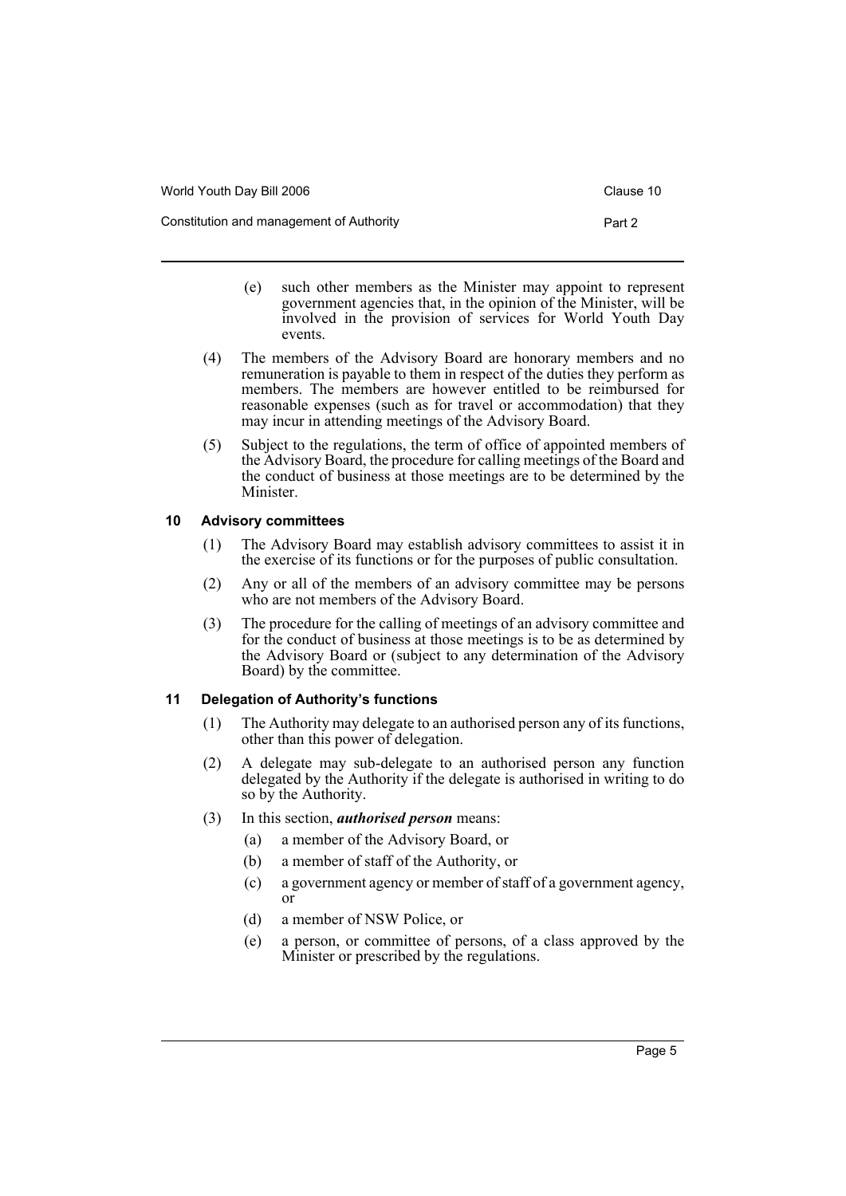(e) such other members as the Minister may appoint to represent government agencies that, in the opinion of the Minister, will be involved in the provision of services for World Youth Day events.

(4) The members of the Advisory Board are honorary members and no remuneration is payable to them in respect of the duties they perform as members. The members are however entitled to be reimbursed for reasonable expenses (such as for travel or accommodation) that they may incur in attending meetings of the Advisory Board.

(5) Subject to the regulations, the term of office of appointed members of the Advisory Board, the procedure for calling meetings of the Board and the conduct of business at those meetings are to be determined by the Minister.

### 10 Advisory committees

(1) The Advisory Board may establish advisory committees to assist it in the exercise of its functions or for the purposes of public consultation.

(2) Any or all of the members of an advisory committee may be persons who are not members of the Advisory Board.

(3) The procedure for the calling of meetings of an advisory committee and for the conduct of business at those meetings is to be as determined by the Advisory Board or (subject to any determination of the Advisory Board) by the committee.

### 11 Delegation of Authority's functions

(1) The Authority may delegate to an authorised person any of its functions, other than this power of delegation.

(2) A delegate may sub-delegate to an authorised person any function delegated by the Authority if the delegate is authorised in writing to do so by the Authority.

(3) In this section, ***authorised person*** means:

(a) a member of the Advisory Board, or

(b) a member of staff of the Authority, or

(c) a government agency or member of staff of a government agency, or

(d) a member of NSW Police, or

(e) a person, or committee of persons, of a class approved by the Minister or prescribed by the regulations.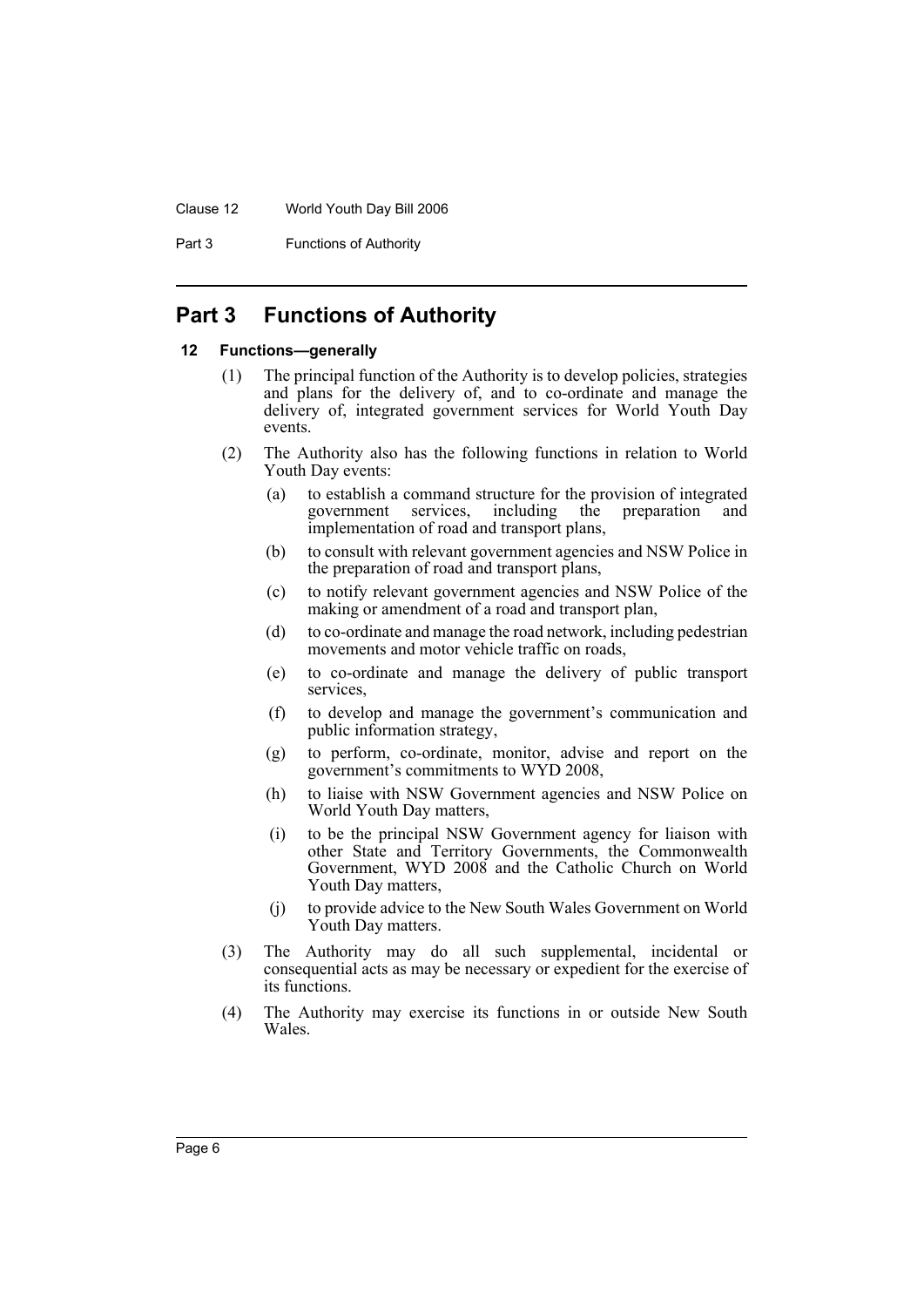# Part 3 Functions of Authority

## 12 Functions—generally

(1) The principal function of the Authority is to develop policies, strategies and plans for the delivery of, and to co-ordinate and manage the delivery of, integrated government services for World Youth Day events.

(2) The Authority also has the following functions in relation to World Youth Day events:

- (a) to establish a command structure for the provision of integrated government services, including the preparation and implementation of road and transport plans,
- (b) to consult with relevant government agencies and NSW Police in the preparation of road and transport plans,
- (c) to notify relevant government agencies and NSW Police of the making or amendment of a road and transport plan,
- (d) to co-ordinate and manage the road network, including pedestrian movements and motor vehicle traffic on roads,
- (e) to co-ordinate and manage the delivery of public transport services,
- (f) to develop and manage the government's communication and public information strategy,
- (g) to perform, co-ordinate, monitor, advise and report on the government's commitments to WYD 2008,
- (h) to liaise with NSW Government agencies and NSW Police on World Youth Day matters,
- (i) to be the principal NSW Government agency for liaison with other State and Territory Governments, the Commonwealth Government, WYD 2008 and the Catholic Church on World Youth Day matters,
- (j) to provide advice to the New South Wales Government on World Youth Day matters.

(3) The Authority may do all such supplemental, incidental or consequential acts as may be necessary or expedient for the exercise of its functions.

(4) The Authority may exercise its functions in or outside New South Wales.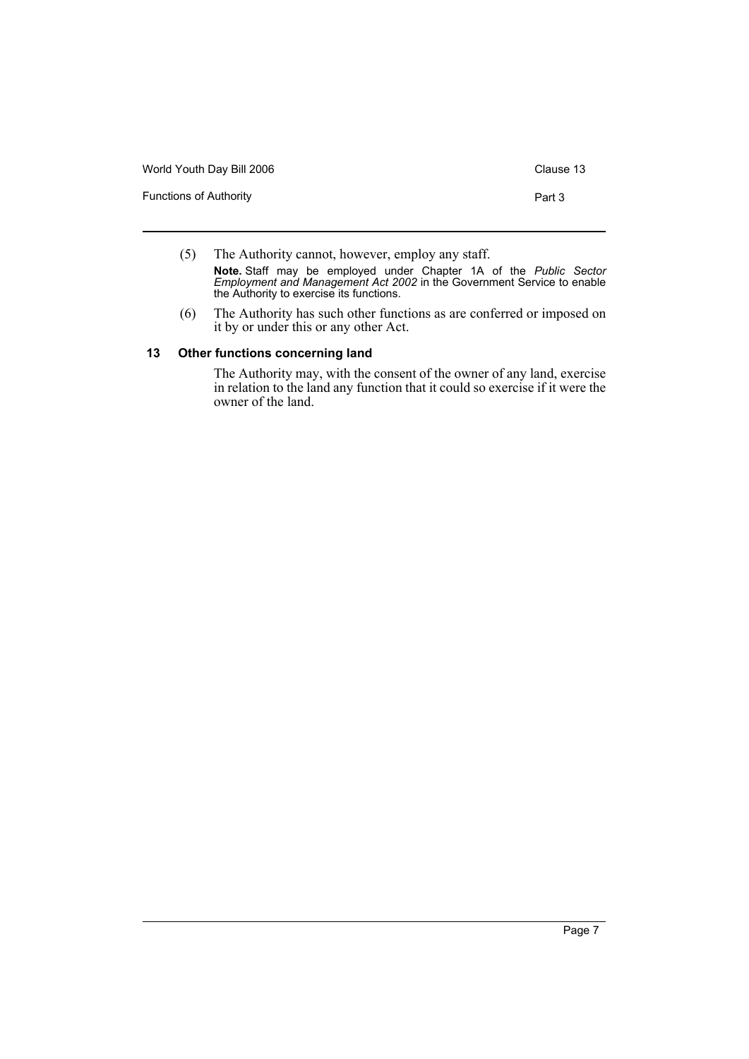(5) The Authority cannot, however, employ any staff.

**Note.** Staff may be employed under Chapter 1A of the *Public Sector Employment and Management Act 2002* in the Government Service to enable the Authority to exercise its functions.

(6) The Authority has such other functions as are conferred or imposed on it by or under this or any other Act.

### 13 Other functions concerning land

The Authority may, with the consent of the owner of any land, exercise in relation to the land any function that it could so exercise if it were the owner of the land.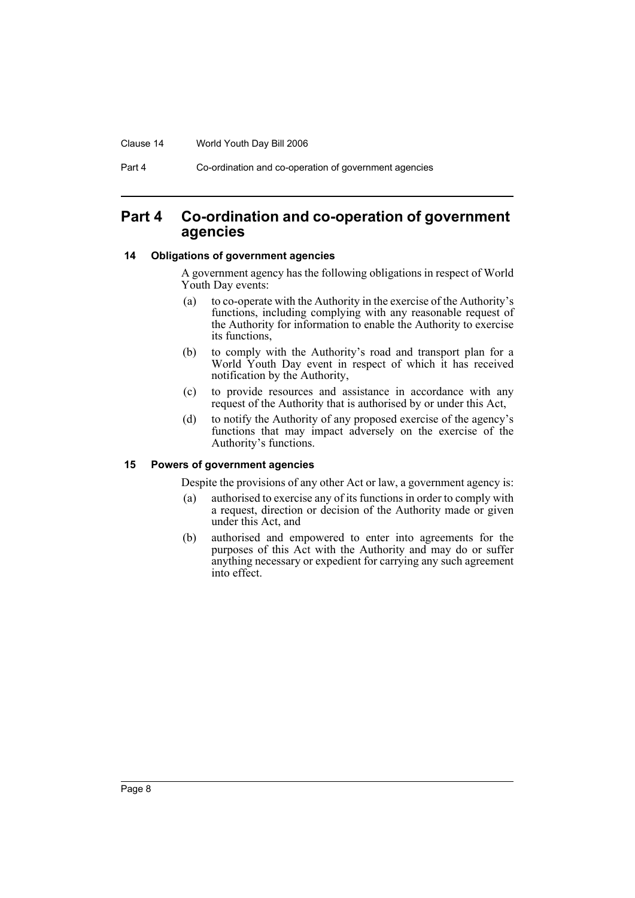# Part 4 Co-ordination and co-operation of government agencies

## 14 Obligations of government agencies

A government agency has the following obligations in respect of World Youth Day events:

(a) to co-operate with the Authority in the exercise of the Authority's functions, including complying with any reasonable request of the Authority for information to enable the Authority to exercise its functions,

(b) to comply with the Authority's road and transport plan for a World Youth Day event in respect of which it has received notification by the Authority,

(c) to provide resources and assistance in accordance with any request of the Authority that is authorised by or under this Act,

(d) to notify the Authority of any proposed exercise of the agency's functions that may impact adversely on the exercise of the Authority's functions.

## 15 Powers of government agencies

Despite the provisions of any other Act or law, a government agency is:

(a) authorised to exercise any of its functions in order to comply with a request, direction or decision of the Authority made or given under this Act, and

(b) authorised and empowered to enter into agreements for the purposes of this Act with the Authority and may do or suffer anything necessary or expedient for carrying any such agreement into effect.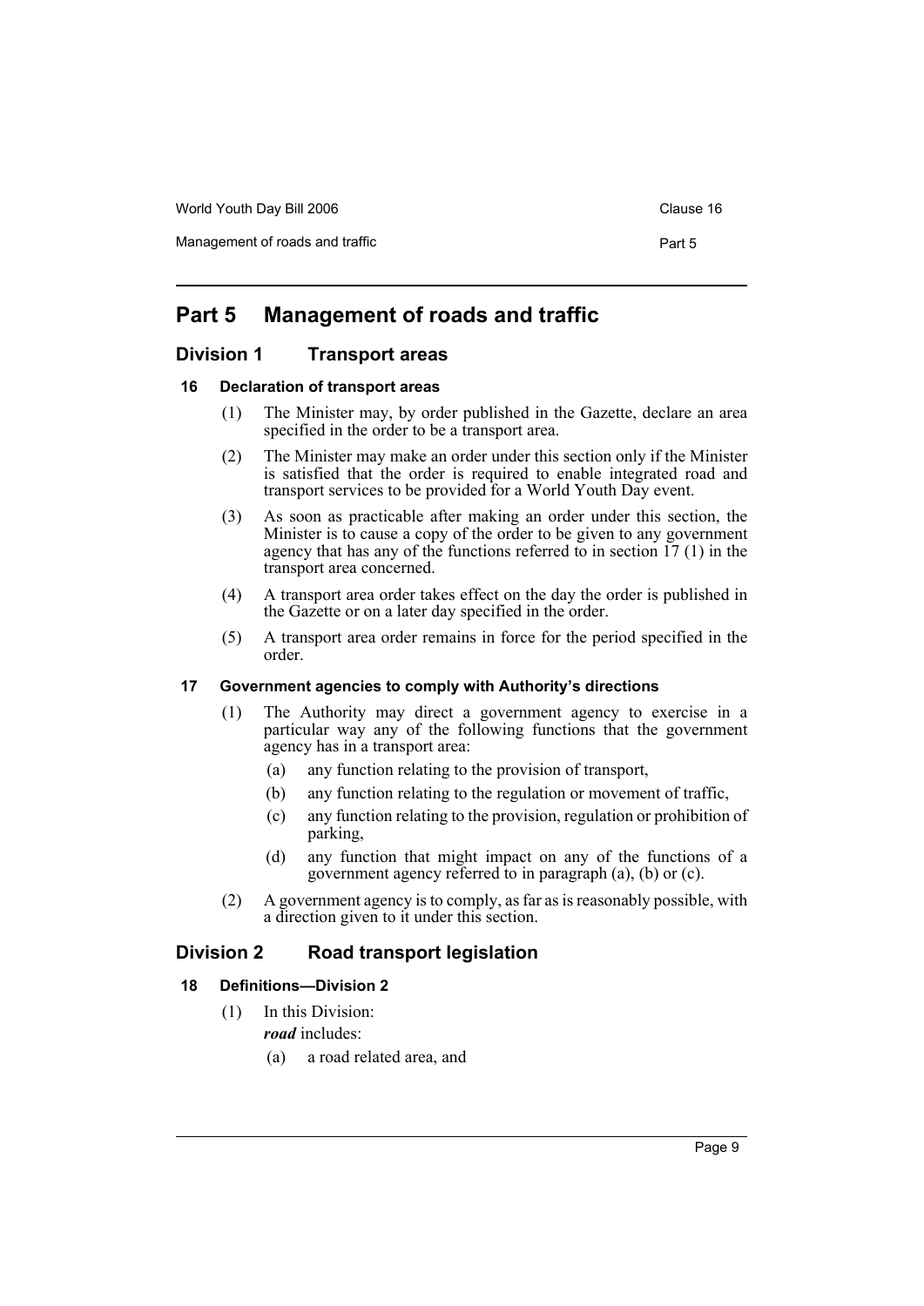# Part 5 Management of roads and traffic

## Division 1 Transport areas

### 16 Declaration of transport areas

(1) The Minister may, by order published in the Gazette, declare an area specified in the order to be a transport area.

(2) The Minister may make an order under this section only if the Minister is satisfied that the order is required to enable integrated road and transport services to be provided for a World Youth Day event.

(3) As soon as practicable after making an order under this section, the Minister is to cause a copy of the order to be given to any government agency that has any of the functions referred to in section 17 (1) in the transport area concerned.

(4) A transport area order takes effect on the day the order is published in the Gazette or on a later day specified in the order.

(5) A transport area order remains in force for the period specified in the order.

### 17 Government agencies to comply with Authority's directions

(1) The Authority may direct a government agency to exercise in a particular way any of the following functions that the government agency has in a transport area:

- (a) any function relating to the provision of transport,
- (b) any function relating to the regulation or movement of traffic,
- (c) any function relating to the provision, regulation or prohibition of parking,
- (d) any function that might impact on any of the functions of a government agency referred to in paragraph (a), (b) or (c).

(2) A government agency is to comply, as far as is reasonably possible, with a direction given to it under this section.

## Division 2 Road transport legislation

### 18 Definitions—Division 2

(1) In this Division:

***road*** includes:

- (a) a road related area, and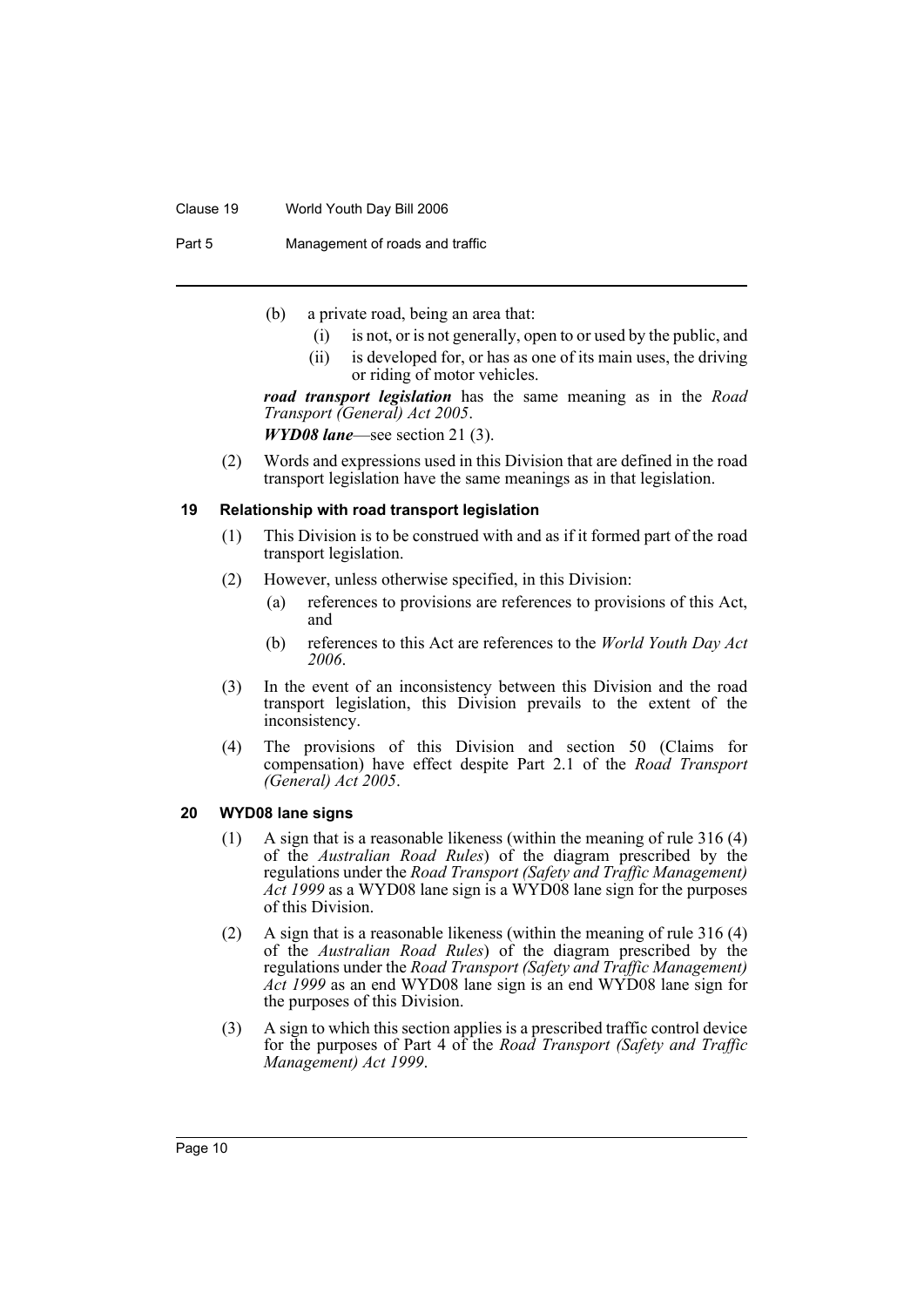(b) a private road, being an area that:

   (i) is not, or is not generally, open to or used by the public, and

   (ii) is developed for, or has as one of its main uses, the driving or riding of motor vehicles.

***road transport legislation*** has the same meaning as in the *Road Transport (General) Act 2005*.

***WYD08 lane***—see section 21 (3).

(2) Words and expressions used in this Division that are defined in the road transport legislation have the same meanings as in that legislation.

### 19 Relationship with road transport legislation

(1) This Division is to be construed with and as if it formed part of the road transport legislation.

(2) However, unless otherwise specified, in this Division:

   (a) references to provisions are references to provisions of this Act, and

   (b) references to this Act are references to the *World Youth Day Act 2006*.

(3) In the event of an inconsistency between this Division and the road transport legislation, this Division prevails to the extent of the inconsistency.

(4) The provisions of this Division and section 50 (Claims for compensation) have effect despite Part 2.1 of the *Road Transport (General) Act 2005*.

### 20 WYD08 lane signs

(1) A sign that is a reasonable likeness (within the meaning of rule 316 (4) of the *Australian Road Rules*) of the diagram prescribed by the regulations under the *Road Transport (Safety and Traffic Management) Act 1999* as a WYD08 lane sign is a WYD08 lane sign for the purposes of this Division.

(2) A sign that is a reasonable likeness (within the meaning of rule 316 (4) of the *Australian Road Rules*) of the diagram prescribed by the regulations under the *Road Transport (Safety and Traffic Management) Act 1999* as an end WYD08 lane sign is an end WYD08 lane sign for the purposes of this Division.

(3) A sign to which this section applies is a prescribed traffic control device for the purposes of Part 4 of the *Road Transport (Safety and Traffic Management) Act 1999*.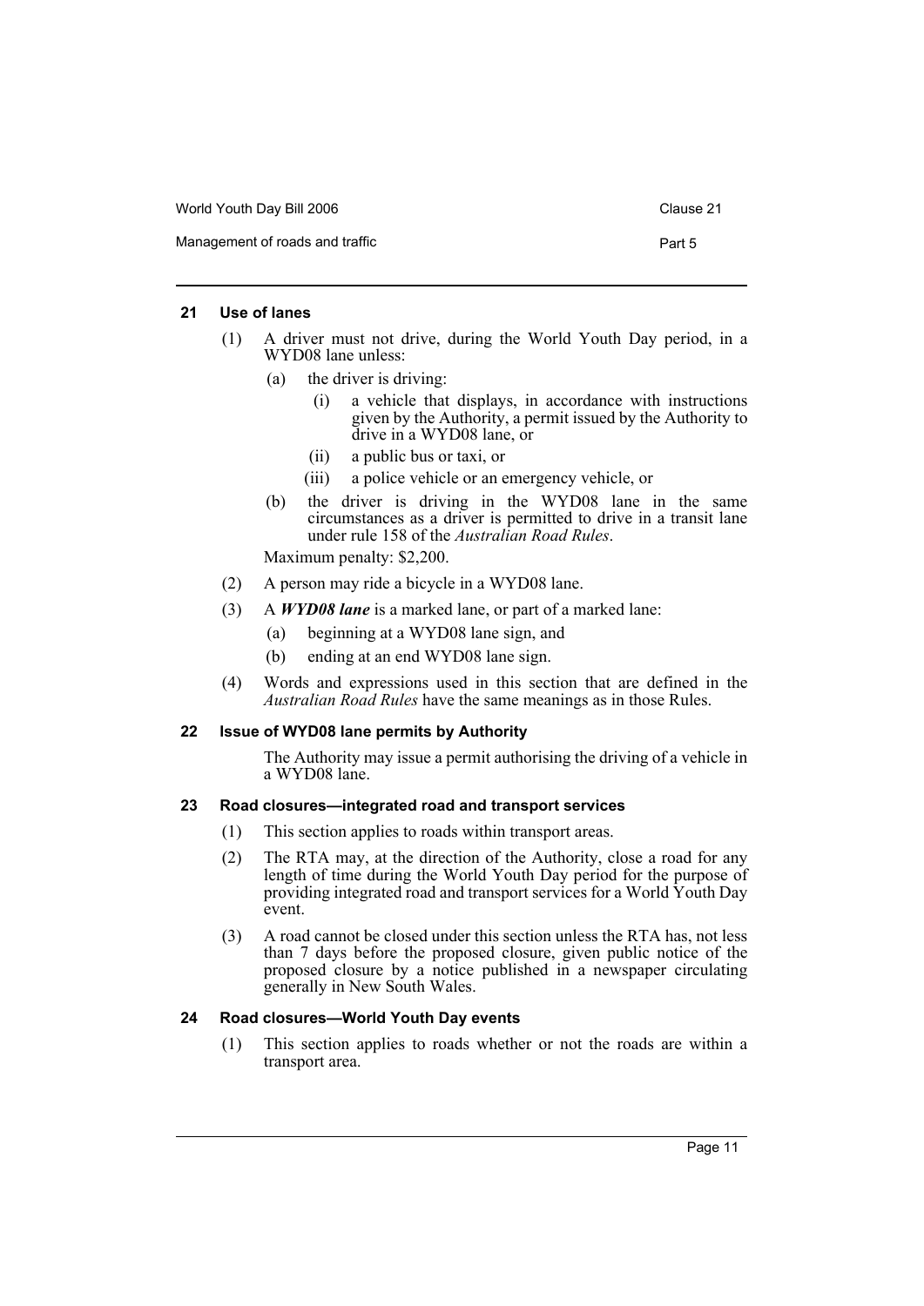### 21 Use of lanes

(1) A driver must not drive, during the World Youth Day period, in a WYD08 lane unless:

- (a) the driver is driving:
  - (i) a vehicle that displays, in accordance with instructions given by the Authority, a permit issued by the Authority to drive in a WYD08 lane, or
  - (ii) a public bus or taxi, or
  - (iii) a police vehicle or an emergency vehicle, or
- (b) the driver is driving in the WYD08 lane in the same circumstances as a driver is permitted to drive in a transit lane under rule 158 of the *Australian Road Rules*.

Maximum penalty: $2,200.

(2) A person may ride a bicycle in a WYD08 lane.

(3) A ***WYD08 lane*** is a marked lane, or part of a marked lane:

- (a) beginning at a WYD08 lane sign, and
- (b) ending at an end WYD08 lane sign.

(4) Words and expressions used in this section that are defined in the *Australian Road Rules* have the same meanings as in those Rules.

### 22 Issue of WYD08 lane permits by Authority

The Authority may issue a permit authorising the driving of a vehicle in a WYD08 lane.

### 23 Road closures—integrated road and transport services

(1) This section applies to roads within transport areas.

(2) The RTA may, at the direction of the Authority, close a road for any length of time during the World Youth Day period for the purpose of providing integrated road and transport services for a World Youth Day event.

(3) A road cannot be closed under this section unless the RTA has, not less than 7 days before the proposed closure, given public notice of the proposed closure by a notice published in a newspaper circulating generally in New South Wales.

### 24 Road closures—World Youth Day events

(1) This section applies to roads whether or not the roads are within a transport area.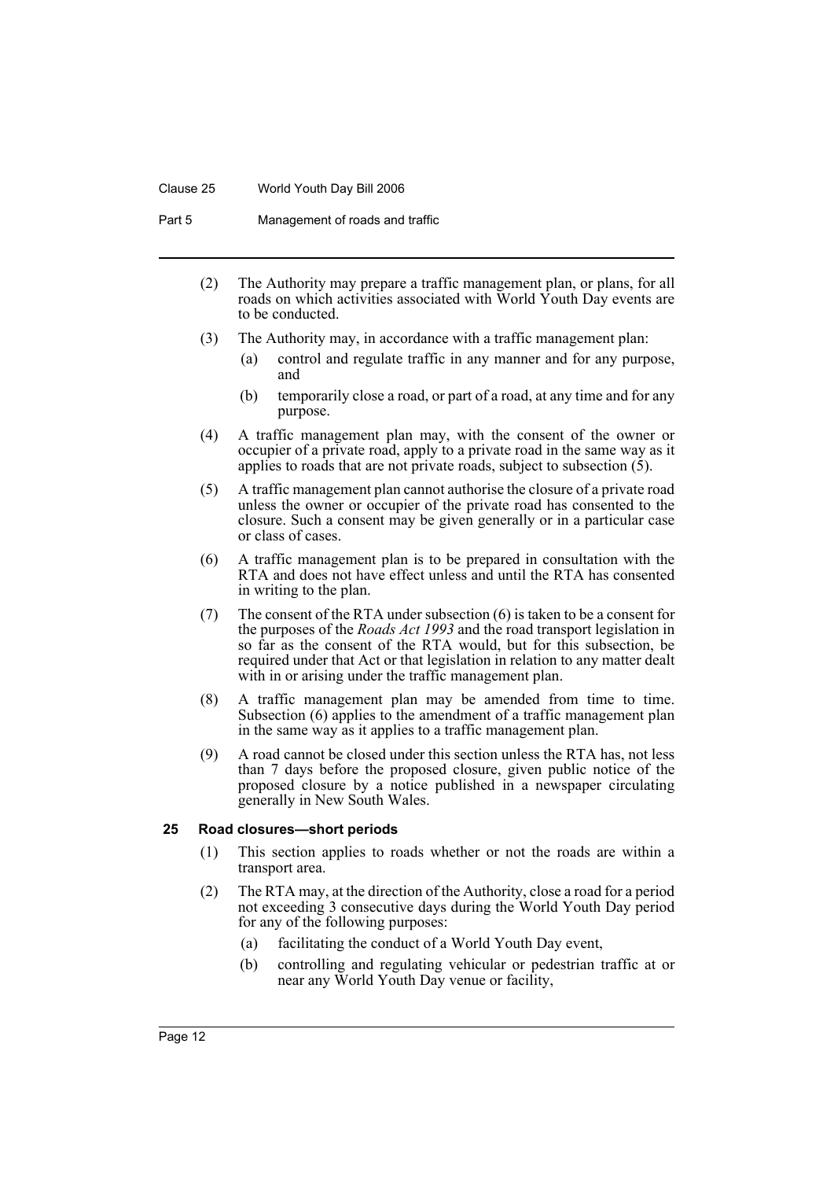(2) The Authority may prepare a traffic management plan, or plans, for all roads on which activities associated with World Youth Day events are to be conducted.

(3) The Authority may, in accordance with a traffic management plan:

   (a) control and regulate traffic in any manner and for any purpose, and

   (b) temporarily close a road, or part of a road, at any time and for any purpose.

(4) A traffic management plan may, with the consent of the owner or occupier of a private road, apply to a private road in the same way as it applies to roads that are not private roads, subject to subsection (5).

(5) A traffic management plan cannot authorise the closure of a private road unless the owner or occupier of the private road has consented to the closure. Such a consent may be given generally or in a particular case or class of cases.

(6) A traffic management plan is to be prepared in consultation with the RTA and does not have effect unless and until the RTA has consented in writing to the plan.

(7) The consent of the RTA under subsection (6) is taken to be a consent for the purposes of the *Roads Act 1993* and the road transport legislation in so far as the consent of the RTA would, but for this subsection, be required under that Act or that legislation in relation to any matter dealt with in or arising under the traffic management plan.

(8) A traffic management plan may be amended from time to time. Subsection (6) applies to the amendment of a traffic management plan in the same way as it applies to a traffic management plan.

(9) A road cannot be closed under this section unless the RTA has, not less than 7 days before the proposed closure, given public notice of the proposed closure by a notice published in a newspaper circulating generally in New South Wales.

### 25 Road closures—short periods

(1) This section applies to roads whether or not the roads are within a transport area.

(2) The RTA may, at the direction of the Authority, close a road for a period not exceeding 3 consecutive days during the World Youth Day period for any of the following purposes:

   (a) facilitating the conduct of a World Youth Day event,

   (b) controlling and regulating vehicular or pedestrian traffic at or near any World Youth Day venue or facility,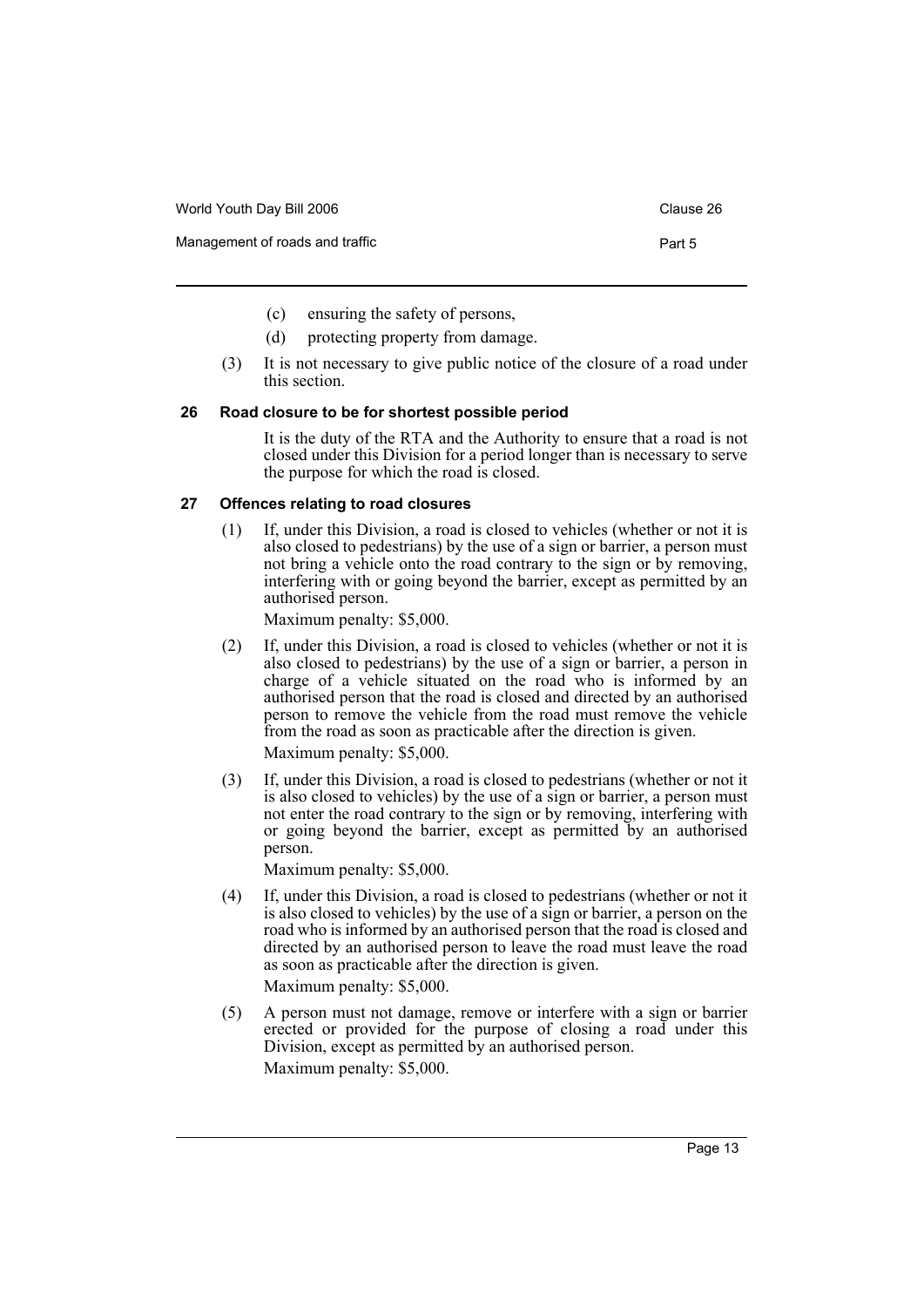(c) ensuring the safety of persons,

(d) protecting property from damage.

(3) It is not necessary to give public notice of the closure of a road under this section.

### 26 Road closure to be for shortest possible period

It is the duty of the RTA and the Authority to ensure that a road is not closed under this Division for a period longer than is necessary to serve the purpose for which the road is closed.

### 27 Offences relating to road closures

(1) If, under this Division, a road is closed to vehicles (whether or not it is also closed to pedestrians) by the use of a sign or barrier, a person must not bring a vehicle onto the road contrary to the sign or by removing, interfering with or going beyond the barrier, except as permitted by an authorised person.

Maximum penalty: $5,000.

(2) If, under this Division, a road is closed to vehicles (whether or not it is also closed to pedestrians) by the use of a sign or barrier, a person in charge of a vehicle situated on the road who is informed by an authorised person that the road is closed and directed by an authorised person to remove the vehicle from the road must remove the vehicle from the road as soon as practicable after the direction is given.

Maximum penalty: $5,000.

(3) If, under this Division, a road is closed to pedestrians (whether or not it is also closed to vehicles) by the use of a sign or barrier, a person must not enter the road contrary to the sign or by removing, interfering with or going beyond the barrier, except as permitted by an authorised person.

Maximum penalty: $5,000.

(4) If, under this Division, a road is closed to pedestrians (whether or not it is also closed to vehicles) by the use of a sign or barrier, a person on the road who is informed by an authorised person that the road is closed and directed by an authorised person to leave the road must leave the road as soon as practicable after the direction is given.

Maximum penalty: $5,000.

(5) A person must not damage, remove or interfere with a sign or barrier erected or provided for the purpose of closing a road under this Division, except as permitted by an authorised person.

Maximum penalty: $5,000.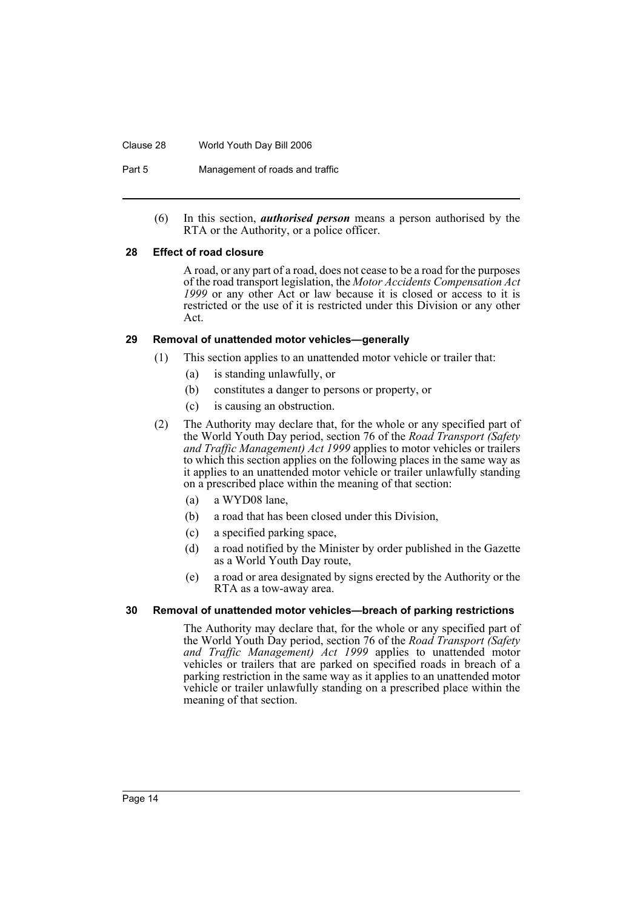(6) In this section, ***authorised person*** means a person authorised by the RTA or the Authority, or a police officer.

### 28 Effect of road closure

A road, or any part of a road, does not cease to be a road for the purposes of the road transport legislation, the *Motor Accidents Compensation Act 1999* or any other Act or law because it is closed or access to it is restricted or the use of it is restricted under this Division or any other Act.

### 29 Removal of unattended motor vehicles—generally

(1) This section applies to an unattended motor vehicle or trailer that:

- (a) is standing unlawfully, or
- (b) constitutes a danger to persons or property, or
- (c) is causing an obstruction.

(2) The Authority may declare that, for the whole or any specified part of the World Youth Day period, section 76 of the *Road Transport (Safety and Traffic Management) Act 1999* applies to motor vehicles or trailers to which this section applies on the following places in the same way as it applies to an unattended motor vehicle or trailer unlawfully standing on a prescribed place within the meaning of that section:

- (a) a WYD08 lane,
- (b) a road that has been closed under this Division,
- (c) a specified parking space,
- (d) a road notified by the Minister by order published in the Gazette as a World Youth Day route,
- (e) a road or area designated by signs erected by the Authority or the RTA as a tow-away area.

### 30 Removal of unattended motor vehicles—breach of parking restrictions

The Authority may declare that, for the whole or any specified part of the World Youth Day period, section 76 of the *Road Transport (Safety and Traffic Management) Act 1999* applies to unattended motor vehicles or trailers that are parked on specified roads in breach of a parking restriction in the same way as it applies to an unattended motor vehicle or trailer unlawfully standing on a prescribed place within the meaning of that section.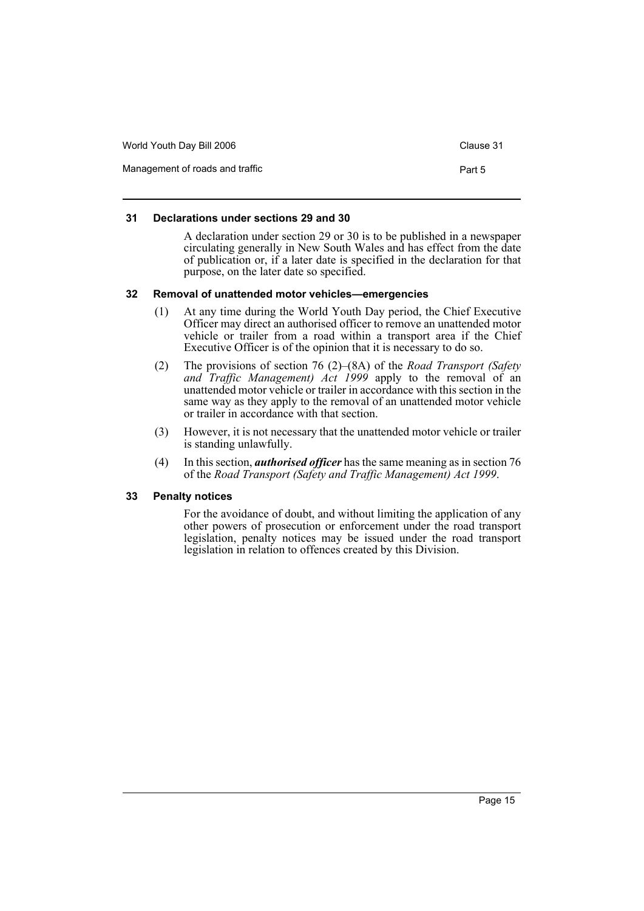### 31 Declarations under sections 29 and 30

A declaration under section 29 or 30 is to be published in a newspaper circulating generally in New South Wales and has effect from the date of publication or, if a later date is specified in the declaration for that purpose, on the later date so specified.

### 32 Removal of unattended motor vehicles—emergencies

(1) At any time during the World Youth Day period, the Chief Executive Officer may direct an authorised officer to remove an unattended motor vehicle or trailer from a road within a transport area if the Chief Executive Officer is of the opinion that it is necessary to do so.

(2) The provisions of section 76 (2)–(8A) of the *Road Transport (Safety and Traffic Management) Act 1999* apply to the removal of an unattended motor vehicle or trailer in accordance with this section in the same way as they apply to the removal of an unattended motor vehicle or trailer in accordance with that section.

(3) However, it is not necessary that the unattended motor vehicle or trailer is standing unlawfully.

(4) In this section, ***authorised officer*** has the same meaning as in section 76 of the *Road Transport (Safety and Traffic Management) Act 1999*.

### 33 Penalty notices

For the avoidance of doubt, and without limiting the application of any other powers of prosecution or enforcement under the road transport legislation, penalty notices may be issued under the road transport legislation in relation to offences created by this Division.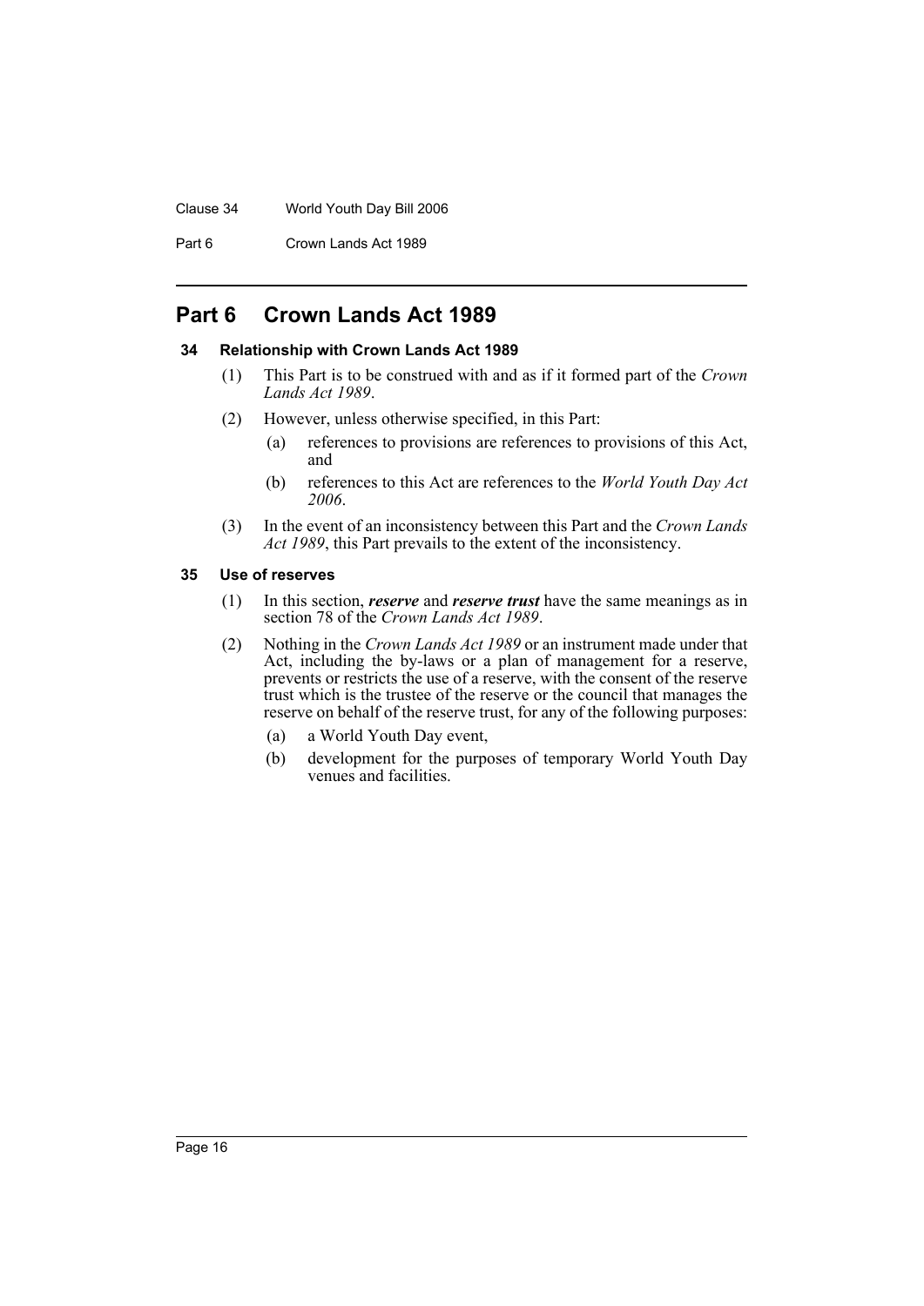## Part 6 Crown Lands Act 1989

### 34 Relationship with Crown Lands Act 1989

(1) This Part is to be construed with and as if it formed part of the *Crown Lands Act 1989*.

(2) However, unless otherwise specified, in this Part:

- (a) references to provisions are references to provisions of this Act, and
- (b) references to this Act are references to the *World Youth Day Act 2006*.

(3) In the event of an inconsistency between this Part and the *Crown Lands Act 1989*, this Part prevails to the extent of the inconsistency.

### 35 Use of reserves

(1) In this section, ***reserve*** and ***reserve trust*** have the same meanings as in section 78 of the *Crown Lands Act 1989*.

(2) Nothing in the *Crown Lands Act 1989* or an instrument made under that Act, including the by-laws or a plan of management for a reserve, prevents or restricts the use of a reserve, with the consent of the reserve trust which is the trustee of the reserve or the council that manages the reserve on behalf of the reserve trust, for any of the following purposes:

- (a) a World Youth Day event,
- (b) development for the purposes of temporary World Youth Day venues and facilities.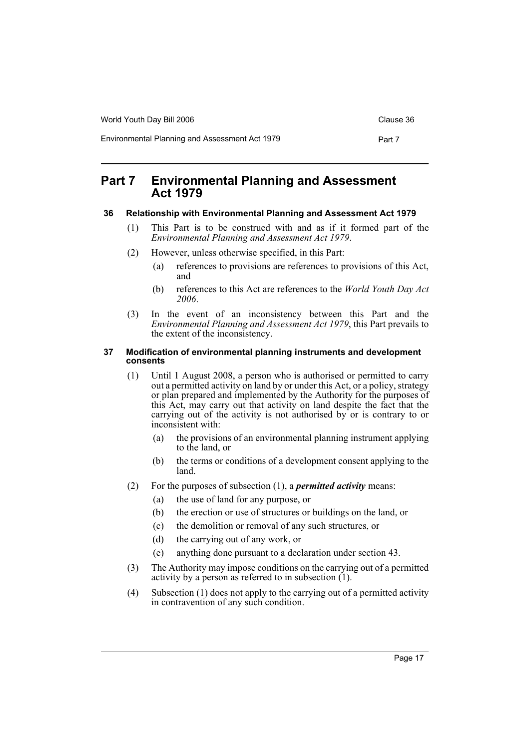## Part 7 Environmental Planning and Assessment Act 1979

### 36 Relationship with Environmental Planning and Assessment Act 1979

(1) This Part is to be construed with and as if it formed part of the *Environmental Planning and Assessment Act 1979*.

(2) However, unless otherwise specified, in this Part:

- (a) references to provisions are references to provisions of this Act, and
- (b) references to this Act are references to the *World Youth Day Act 2006*.

(3) In the event of an inconsistency between this Part and the *Environmental Planning and Assessment Act 1979*, this Part prevails to the extent of the inconsistency.

### 37 Modification of environmental planning instruments and development consents

(1) Until 1 August 2008, a person who is authorised or permitted to carry out a permitted activity on land by or under this Act, or a policy, strategy or plan prepared and implemented by the Authority for the purposes of this Act, may carry out that activity on land despite the fact that the carrying out of the activity is not authorised by or is contrary to or inconsistent with:

- (a) the provisions of an environmental planning instrument applying to the land, or
- (b) the terms or conditions of a development consent applying to the land.

(2) For the purposes of subsection (1), a ***permitted activity*** means:

- (a) the use of land for any purpose, or
- (b) the erection or use of structures or buildings on the land, or
- (c) the demolition or removal of any such structures, or
- (d) the carrying out of any work, or
- (e) anything done pursuant to a declaration under section 43.

(3) The Authority may impose conditions on the carrying out of a permitted activity by a person as referred to in subsection (1).

(4) Subsection (1) does not apply to the carrying out of a permitted activity in contravention of any such condition.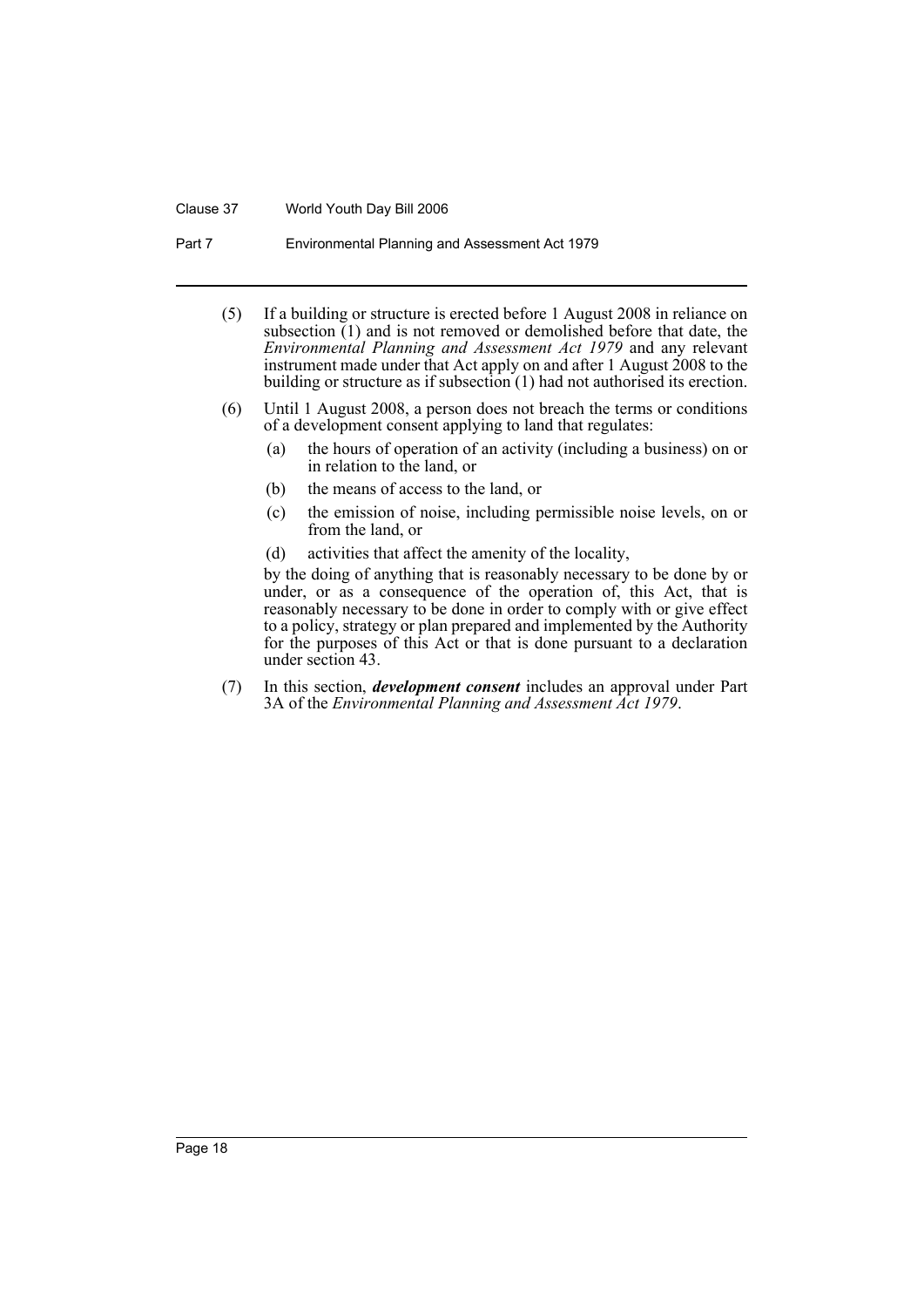(5) If a building or structure is erected before 1 August 2008 in reliance on subsection (1) and is not removed or demolished before that date, the *Environmental Planning and Assessment Act 1979* and any relevant instrument made under that Act apply on and after 1 August 2008 to the building or structure as if subsection (1) had not authorised its erection.

(6) Until 1 August 2008, a person does not breach the terms or conditions of a development consent applying to land that regulates:

   (a) the hours of operation of an activity (including a business) on or in relation to the land, or

   (b) the means of access to the land, or

   (c) the emission of noise, including permissible noise levels, on or from the land, or

   (d) activities that affect the amenity of the locality,

   by the doing of anything that is reasonably necessary to be done by or under, or as a consequence of the operation of, this Act, that is reasonably necessary to be done in order to comply with or give effect to a policy, strategy or plan prepared and implemented by the Authority for the purposes of this Act or that is done pursuant to a declaration under section 43.

(7) In this section, ***development consent*** includes an approval under Part 3A of the *Environmental Planning and Assessment Act 1979*.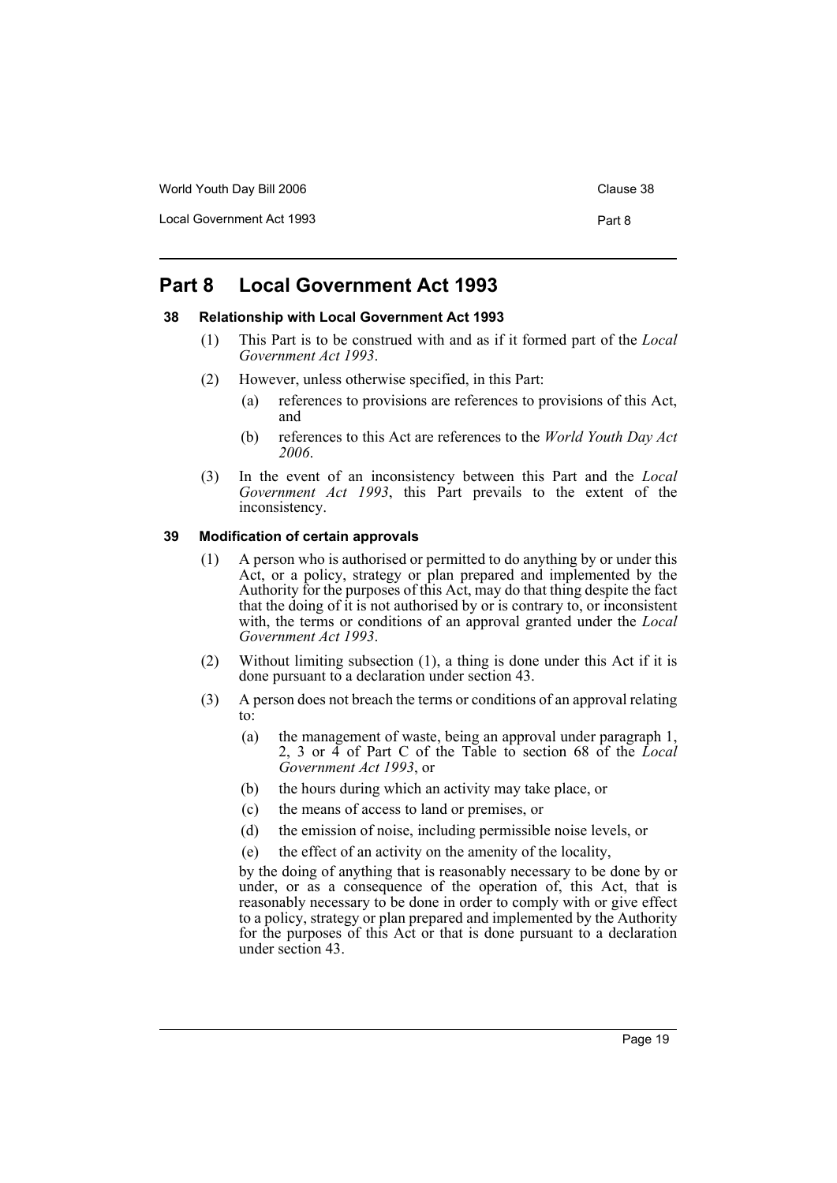# Part 8 Local Government Act 1993

### 38 Relationship with Local Government Act 1993

(1) This Part is to be construed with and as if it formed part of the *Local Government Act 1993*.

(2) However, unless otherwise specified, in this Part:

- (a) references to provisions are references to provisions of this Act, and
- (b) references to this Act are references to the *World Youth Day Act 2006*.

(3) In the event of an inconsistency between this Part and the *Local Government Act 1993*, this Part prevails to the extent of the inconsistency.

### 39 Modification of certain approvals

(1) A person who is authorised or permitted to do anything by or under this Act, or a policy, strategy or plan prepared and implemented by the Authority for the purposes of this Act, may do that thing despite the fact that the doing of it is not authorised by or is contrary to, or inconsistent with, the terms or conditions of an approval granted under the *Local Government Act 1993*.

(2) Without limiting subsection (1), a thing is done under this Act if it is done pursuant to a declaration under section 43.

(3) A person does not breach the terms or conditions of an approval relating to:

- (a) the management of waste, being an approval under paragraph 1, 2, 3 or 4 of Part C of the Table to section 68 of the *Local Government Act 1993*, or
- (b) the hours during which an activity may take place, or
- (c) the means of access to land or premises, or
- (d) the emission of noise, including permissible noise levels, or
- (e) the effect of an activity on the amenity of the locality,

by the doing of anything that is reasonably necessary to be done by or under, or as a consequence of the operation of, this Act, that is reasonably necessary to be done in order to comply with or give effect to a policy, strategy or plan prepared and implemented by the Authority for the purposes of this Act or that is done pursuant to a declaration under section 43.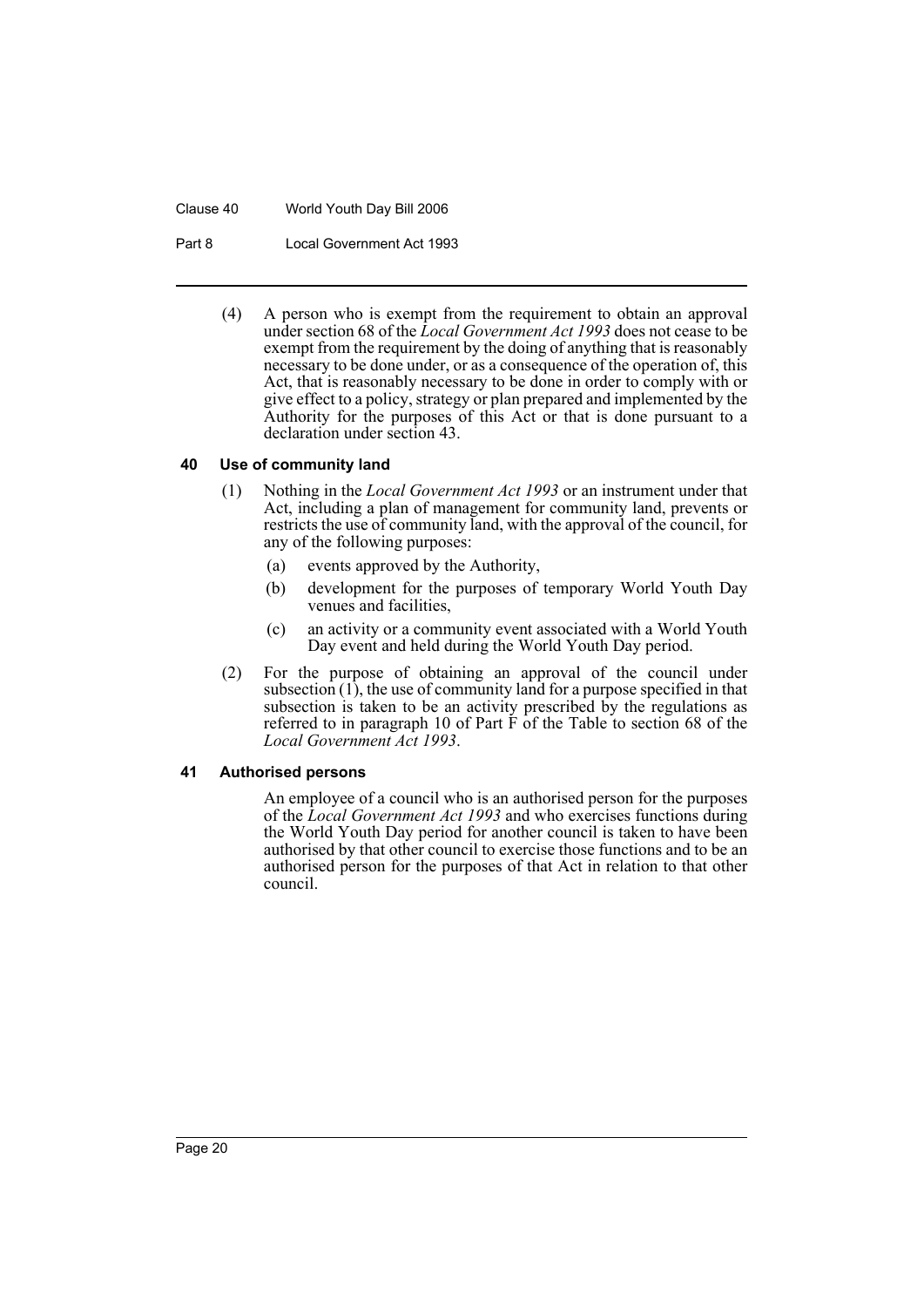(4) A person who is exempt from the requirement to obtain an approval under section 68 of the *Local Government Act 1993* does not cease to be exempt from the requirement by the doing of anything that is reasonably necessary to be done under, or as a consequence of the operation of, this Act, that is reasonably necessary to be done in order to comply with or give effect to a policy, strategy or plan prepared and implemented by the Authority for the purposes of this Act or that is done pursuant to a declaration under section 43.

### 40 Use of community land

(1) Nothing in the *Local Government Act 1993* or an instrument under that Act, including a plan of management for community land, prevents or restricts the use of community land, with the approval of the council, for any of the following purposes:

(a) events approved by the Authority,

(b) development for the purposes of temporary World Youth Day venues and facilities,

(c) an activity or a community event associated with a World Youth Day event and held during the World Youth Day period.

(2) For the purpose of obtaining an approval of the council under subsection (1), the use of community land for a purpose specified in that subsection is taken to be an activity prescribed by the regulations as referred to in paragraph 10 of Part F of the Table to section 68 of the *Local Government Act 1993*.

### 41 Authorised persons

An employee of a council who is an authorised person for the purposes of the *Local Government Act 1993* and who exercises functions during the World Youth Day period for another council is taken to have been authorised by that other council to exercise those functions and to be an authorised person for the purposes of that Act in relation to that other council.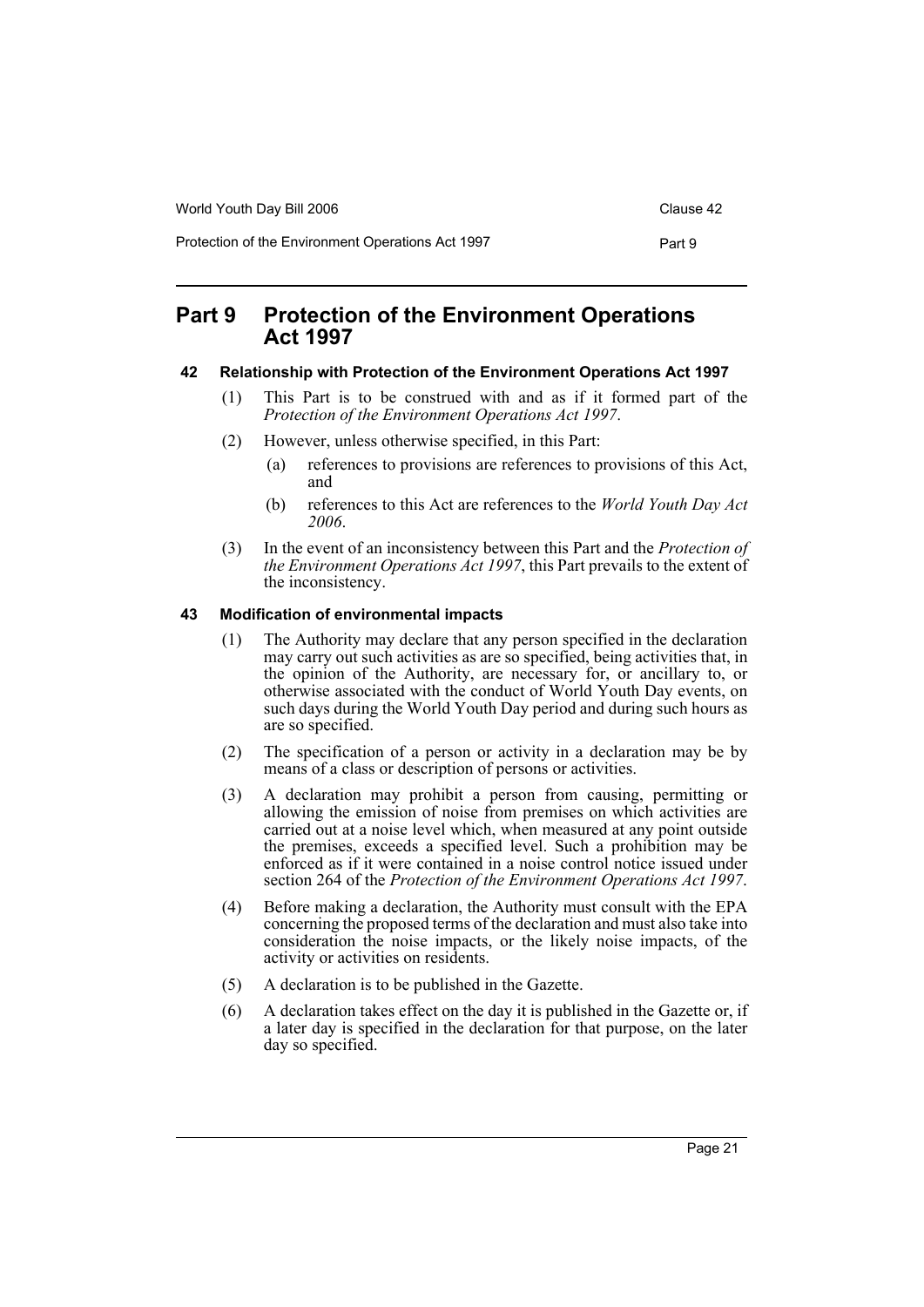# Part 9 Protection of the Environment Operations Act 1997

#### 42 Relationship with Protection of the Environment Operations Act 1997

(1) This Part is to be construed with and as if it formed part of the *Protection of the Environment Operations Act 1997*.

(2) However, unless otherwise specified, in this Part:

- (a) references to provisions are references to provisions of this Act, and
- (b) references to this Act are references to the *World Youth Day Act 2006*.

(3) In the event of an inconsistency between this Part and the *Protection of the Environment Operations Act 1997*, this Part prevails to the extent of the inconsistency.

#### 43 Modification of environmental impacts

(1) The Authority may declare that any person specified in the declaration may carry out such activities as are so specified, being activities that, in the opinion of the Authority, are necessary for, or ancillary to, or otherwise associated with the conduct of World Youth Day events, on such days during the World Youth Day period and during such hours as are so specified.

(2) The specification of a person or activity in a declaration may be by means of a class or description of persons or activities.

(3) A declaration may prohibit a person from causing, permitting or allowing the emission of noise from premises on which activities are carried out at a noise level which, when measured at any point outside the premises, exceeds a specified level. Such a prohibition may be enforced as if it were contained in a noise control notice issued under section 264 of the *Protection of the Environment Operations Act 1997*.

(4) Before making a declaration, the Authority must consult with the EPA concerning the proposed terms of the declaration and must also take into consideration the noise impacts, or the likely noise impacts, of the activity or activities on residents.

(5) A declaration is to be published in the Gazette.

(6) A declaration takes effect on the day it is published in the Gazette or, if a later day is specified in the declaration for that purpose, on the later day so specified.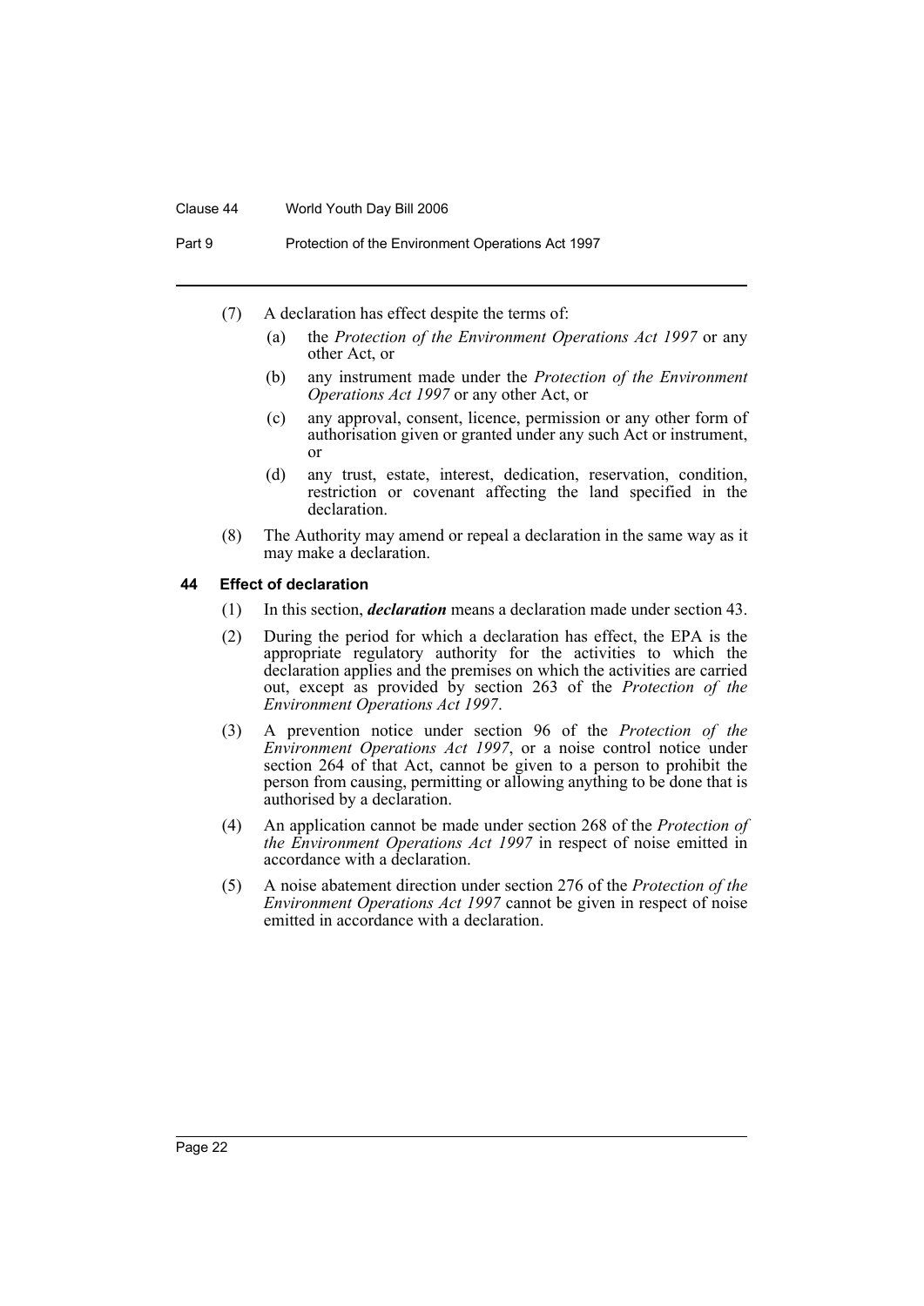(7) A declaration has effect despite the terms of:

- (a) the *Protection of the Environment Operations Act 1997* or any other Act, or
- (b) any instrument made under the *Protection of the Environment Operations Act 1997* or any other Act, or
- (c) any approval, consent, licence, permission or any other form of authorisation given or granted under any such Act or instrument, or
- (d) any trust, estate, interest, dedication, reservation, condition, restriction or covenant affecting the land specified in the declaration.

(8) The Authority may amend or repeal a declaration in the same way as it may make a declaration.

### 44 Effect of declaration

(1) In this section, ***declaration*** means a declaration made under section 43.

(2) During the period for which a declaration has effect, the EPA is the appropriate regulatory authority for the activities to which the declaration applies and the premises on which the activities are carried out, except as provided by section 263 of the *Protection of the Environment Operations Act 1997*.

(3) A prevention notice under section 96 of the *Protection of the Environment Operations Act 1997*, or a noise control notice under section 264 of that Act, cannot be given to a person to prohibit the person from causing, permitting or allowing anything to be done that is authorised by a declaration.

(4) An application cannot be made under section 268 of the *Protection of the Environment Operations Act 1997* in respect of noise emitted in accordance with a declaration.

(5) A noise abatement direction under section 276 of the *Protection of the Environment Operations Act 1997* cannot be given in respect of noise emitted in accordance with a declaration.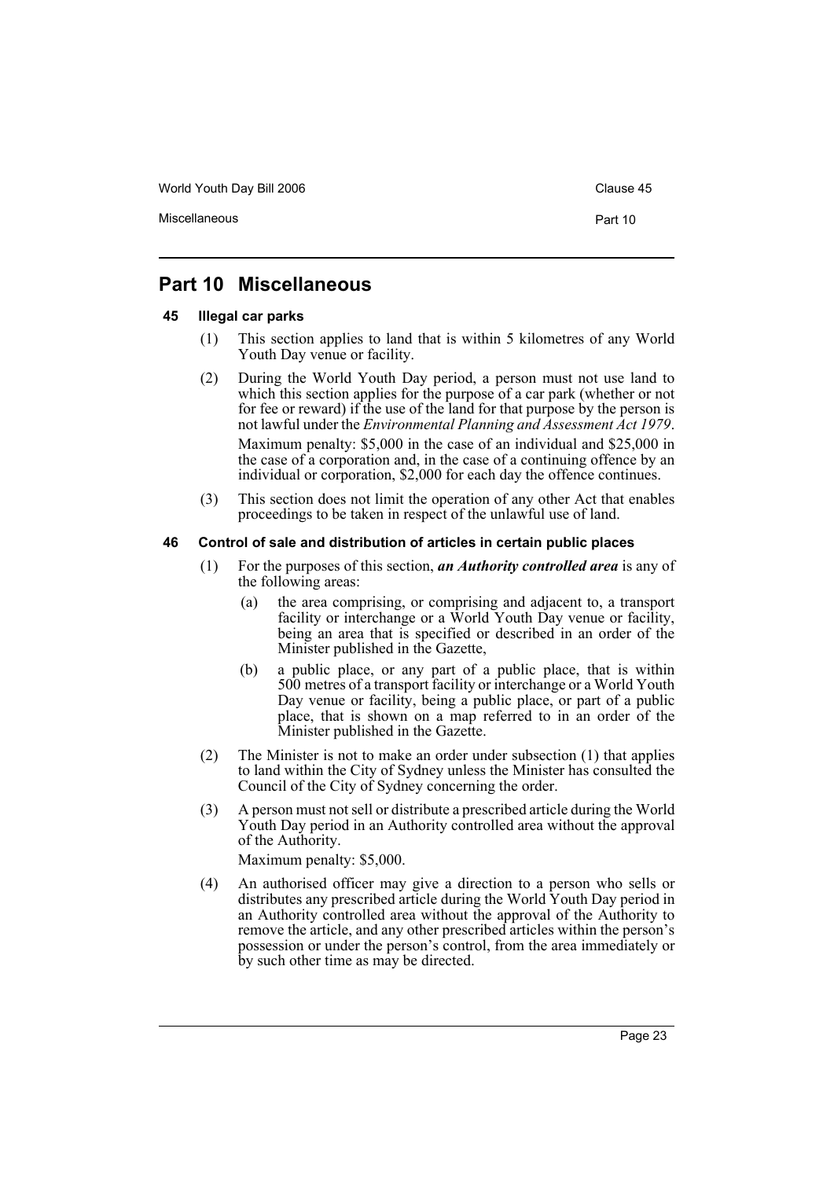## Part 10 Miscellaneous

### 45 Illegal car parks

(1) This section applies to land that is within 5 kilometres of any World Youth Day venue or facility.

(2) During the World Youth Day period, a person must not use land to which this section applies for the purpose of a car park (whether or not for fee or reward) if the use of the land for that purpose by the person is not lawful under the *Environmental Planning and Assessment Act 1979*.

Maximum penalty: $5,000 in the case of an individual and $25,000 in the case of a corporation and, in the case of a continuing offence by an individual or corporation, $2,000 for each day the offence continues.

(3) This section does not limit the operation of any other Act that enables proceedings to be taken in respect of the unlawful use of land.

### 46 Control of sale and distribution of articles in certain public places

(1) For the purposes of this section, ***an Authority controlled area*** is any of the following areas:

(a) the area comprising, or comprising and adjacent to, a transport facility or interchange or a World Youth Day venue or facility, being an area that is specified or described in an order of the Minister published in the Gazette,

(b) a public place, or any part of a public place, that is within 500 metres of a transport facility or interchange or a World Youth Day venue or facility, being a public place, or part of a public place, that is shown on a map referred to in an order of the Minister published in the Gazette.

(2) The Minister is not to make an order under subsection (1) that applies to land within the City of Sydney unless the Minister has consulted the Council of the City of Sydney concerning the order.

(3) A person must not sell or distribute a prescribed article during the World Youth Day period in an Authority controlled area without the approval of the Authority.

Maximum penalty: $5,000.

(4) An authorised officer may give a direction to a person who sells or distributes any prescribed article during the World Youth Day period in an Authority controlled area without the approval of the Authority to remove the article, and any other prescribed articles within the person's possession or under the person's control, from the area immediately or by such other time as may be directed.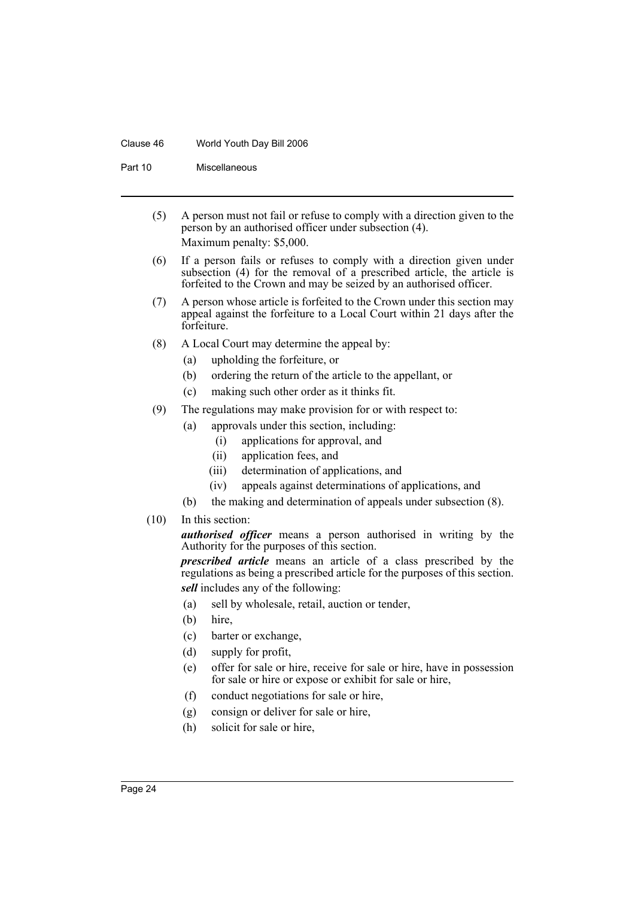(5) A person must not fail or refuse to comply with a direction given to the person by an authorised officer under subsection (4).

Maximum penalty: $5,000.

(6) If a person fails or refuses to comply with a direction given under subsection (4) for the removal of a prescribed article, the article is forfeited to the Crown and may be seized by an authorised officer.

(7) A person whose article is forfeited to the Crown under this section may appeal against the forfeiture to a Local Court within 21 days after the forfeiture.

(8) A Local Court may determine the appeal by:

- (a) upholding the forfeiture, or
- (b) ordering the return of the article to the appellant, or
- (c) making such other order as it thinks fit.

(9) The regulations may make provision for or with respect to:

- (a) approvals under this section, including:
  - (i) applications for approval, and
  - (ii) application fees, and
  - (iii) determination of applications, and
  - (iv) appeals against determinations of applications, and
- (b) the making and determination of appeals under subsection (8).

(10) In this section:

***authorised officer*** means a person authorised in writing by the Authority for the purposes of this section.

***prescribed article*** means an article of a class prescribed by the regulations as being a prescribed article for the purposes of this section.

***sell*** includes any of the following:

- (a) sell by wholesale, retail, auction or tender,
- (b) hire,
- (c) barter or exchange,
- (d) supply for profit,
- (e) offer for sale or hire, receive for sale or hire, have in possession for sale or hire or expose or exhibit for sale or hire,
- (f) conduct negotiations for sale or hire,
- (g) consign or deliver for sale or hire,
- (h) solicit for sale or hire,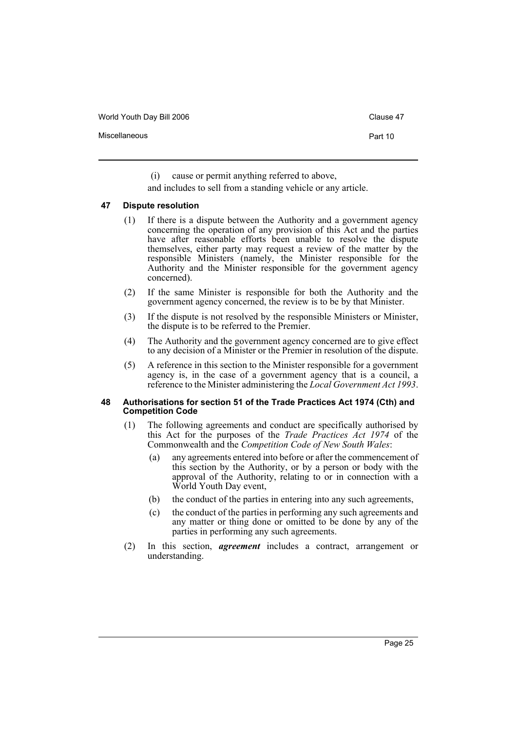(i) cause or permit anything referred to above,

and includes to sell from a standing vehicle or any article.

### 47 Dispute resolution

(1) If there is a dispute between the Authority and a government agency concerning the operation of any provision of this Act and the parties have after reasonable efforts been unable to resolve the dispute themselves, either party may request a review of the matter by the responsible Ministers (namely, the Minister responsible for the Authority and the Minister responsible for the government agency concerned).

(2) If the same Minister is responsible for both the Authority and the government agency concerned, the review is to be by that Minister.

(3) If the dispute is not resolved by the responsible Ministers or Minister, the dispute is to be referred to the Premier.

(4) The Authority and the government agency concerned are to give effect to any decision of a Minister or the Premier in resolution of the dispute.

(5) A reference in this section to the Minister responsible for a government agency is, in the case of a government agency that is a council, a reference to the Minister administering the *Local Government Act 1993*.

### 48 Authorisations for section 51 of the Trade Practices Act 1974 (Cth) and Competition Code

(1) The following agreements and conduct are specifically authorised by this Act for the purposes of the *Trade Practices Act 1974* of the Commonwealth and the *Competition Code of New South Wales*:

(a) any agreements entered into before or after the commencement of this section by the Authority, or by a person or body with the approval of the Authority, relating to or in connection with a World Youth Day event,

(b) the conduct of the parties in entering into any such agreements,

(c) the conduct of the parties in performing any such agreements and any matter or thing done or omitted to be done by any of the parties in performing any such agreements.

(2) In this section, ***agreement*** includes a contract, arrangement or understanding.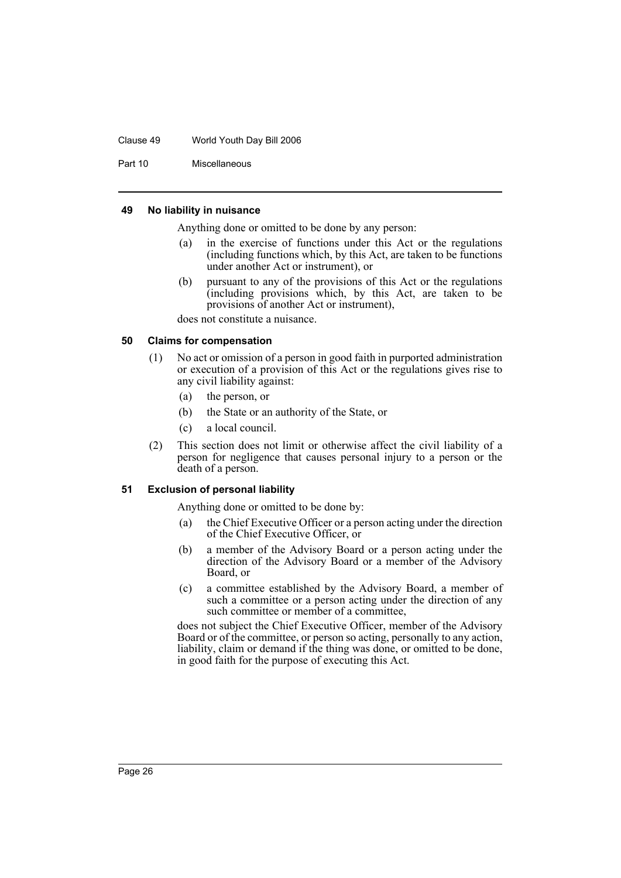#### 49 No liability in nuisance

Anything done or omitted to be done by any person:

(a) in the exercise of functions under this Act or the regulations (including functions which, by this Act, are taken to be functions under another Act or instrument), or

(b) pursuant to any of the provisions of this Act or the regulations (including provisions which, by this Act, are taken to be provisions of another Act or instrument),

does not constitute a nuisance.

#### 50 Claims for compensation

(1) No act or omission of a person in good faith in purported administration or execution of a provision of this Act or the regulations gives rise to any civil liability against:

(a) the person, or

(b) the State or an authority of the State, or

(c) a local council.

(2) This section does not limit or otherwise affect the civil liability of a person for negligence that causes personal injury to a person or the death of a person.

#### 51 Exclusion of personal liability

Anything done or omitted to be done by:

(a) the Chief Executive Officer or a person acting under the direction of the Chief Executive Officer, or

(b) a member of the Advisory Board or a person acting under the direction of the Advisory Board or a member of the Advisory Board, or

(c) a committee established by the Advisory Board, a member of such a committee or a person acting under the direction of any such committee or member of a committee,

does not subject the Chief Executive Officer, member of the Advisory Board or of the committee, or person so acting, personally to any action, liability, claim or demand if the thing was done, or omitted to be done, in good faith for the purpose of executing this Act.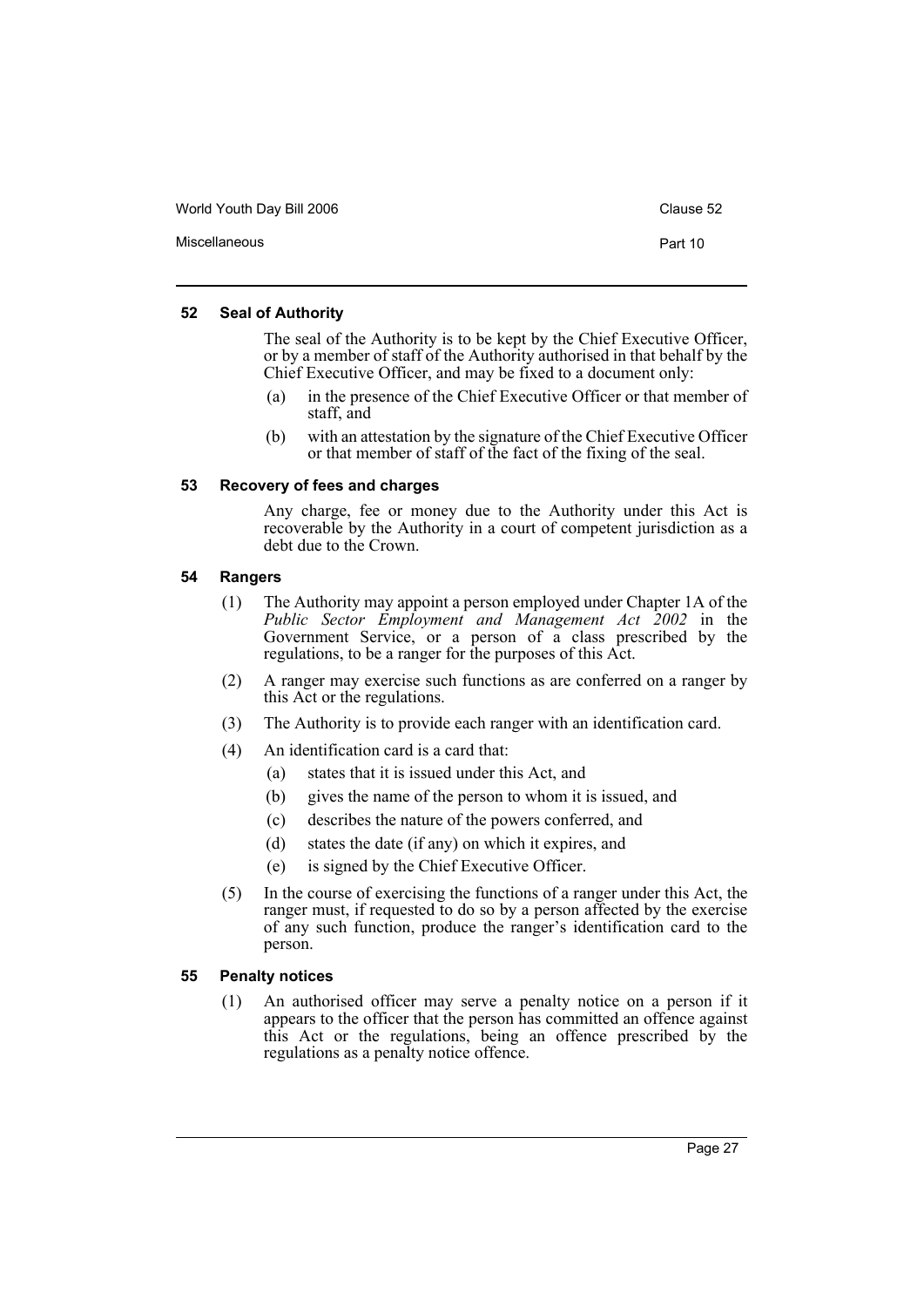#### 52 Seal of Authority

The seal of the Authority is to be kept by the Chief Executive Officer, or by a member of staff of the Authority authorised in that behalf by the Chief Executive Officer, and may be fixed to a document only:

(a) in the presence of the Chief Executive Officer or that member of staff, and

(b) with an attestation by the signature of the Chief Executive Officer or that member of staff of the fact of the fixing of the seal.

#### 53 Recovery of fees and charges

Any charge, fee or money due to the Authority under this Act is recoverable by the Authority in a court of competent jurisdiction as a debt due to the Crown.

#### 54 Rangers

(1) The Authority may appoint a person employed under Chapter 1A of the *Public Sector Employment and Management Act 2002* in the Government Service, or a person of a class prescribed by the regulations, to be a ranger for the purposes of this Act.

(2) A ranger may exercise such functions as are conferred on a ranger by this Act or the regulations.

(3) The Authority is to provide each ranger with an identification card.

(4) An identification card is a card that:

- (a) states that it is issued under this Act, and
- (b) gives the name of the person to whom it is issued, and
- (c) describes the nature of the powers conferred, and
- (d) states the date (if any) on which it expires, and
- (e) is signed by the Chief Executive Officer.

(5) In the course of exercising the functions of a ranger under this Act, the ranger must, if requested to do so by a person affected by the exercise of any such function, produce the ranger's identification card to the person.

#### 55 Penalty notices

(1) An authorised officer may serve a penalty notice on a person if it appears to the officer that the person has committed an offence against this Act or the regulations, being an offence prescribed by the regulations as a penalty notice offence.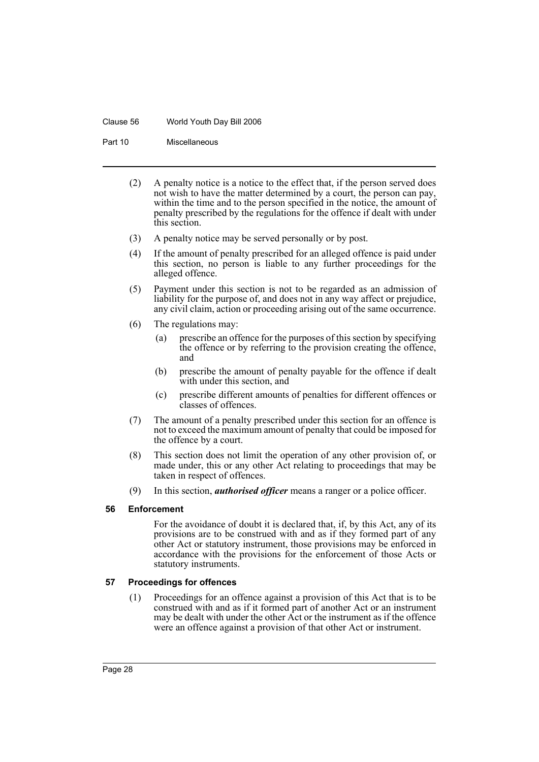(2) A penalty notice is a notice to the effect that, if the person served does not wish to have the matter determined by a court, the person can pay, within the time and to the person specified in the notice, the amount of penalty prescribed by the regulations for the offence if dealt with under this section.

(3) A penalty notice may be served personally or by post.

(4) If the amount of penalty prescribed for an alleged offence is paid under this section, no person is liable to any further proceedings for the alleged offence.

(5) Payment under this section is not to be regarded as an admission of liability for the purpose of, and does not in any way affect or prejudice, any civil claim, action or proceeding arising out of the same occurrence.

(6) The regulations may:

(a) prescribe an offence for the purposes of this section by specifying the offence or by referring to the provision creating the offence, and

(b) prescribe the amount of penalty payable for the offence if dealt with under this section, and

(c) prescribe different amounts of penalties for different offences or classes of offences.

(7) The amount of a penalty prescribed under this section for an offence is not to exceed the maximum amount of penalty that could be imposed for the offence by a court.

(8) This section does not limit the operation of any other provision of, or made under, this or any other Act relating to proceedings that may be taken in respect of offences.

(9) In this section, ***authorised officer*** means a ranger or a police officer.

### 56 Enforcement

For the avoidance of doubt it is declared that, if, by this Act, any of its provisions are to be construed with and as if they formed part of any other Act or statutory instrument, those provisions may be enforced in accordance with the provisions for the enforcement of those Acts or statutory instruments.

### 57 Proceedings for offences

(1) Proceedings for an offence against a provision of this Act that is to be construed with and as if it formed part of another Act or an instrument may be dealt with under the other Act or the instrument as if the offence were an offence against a provision of that other Act or instrument.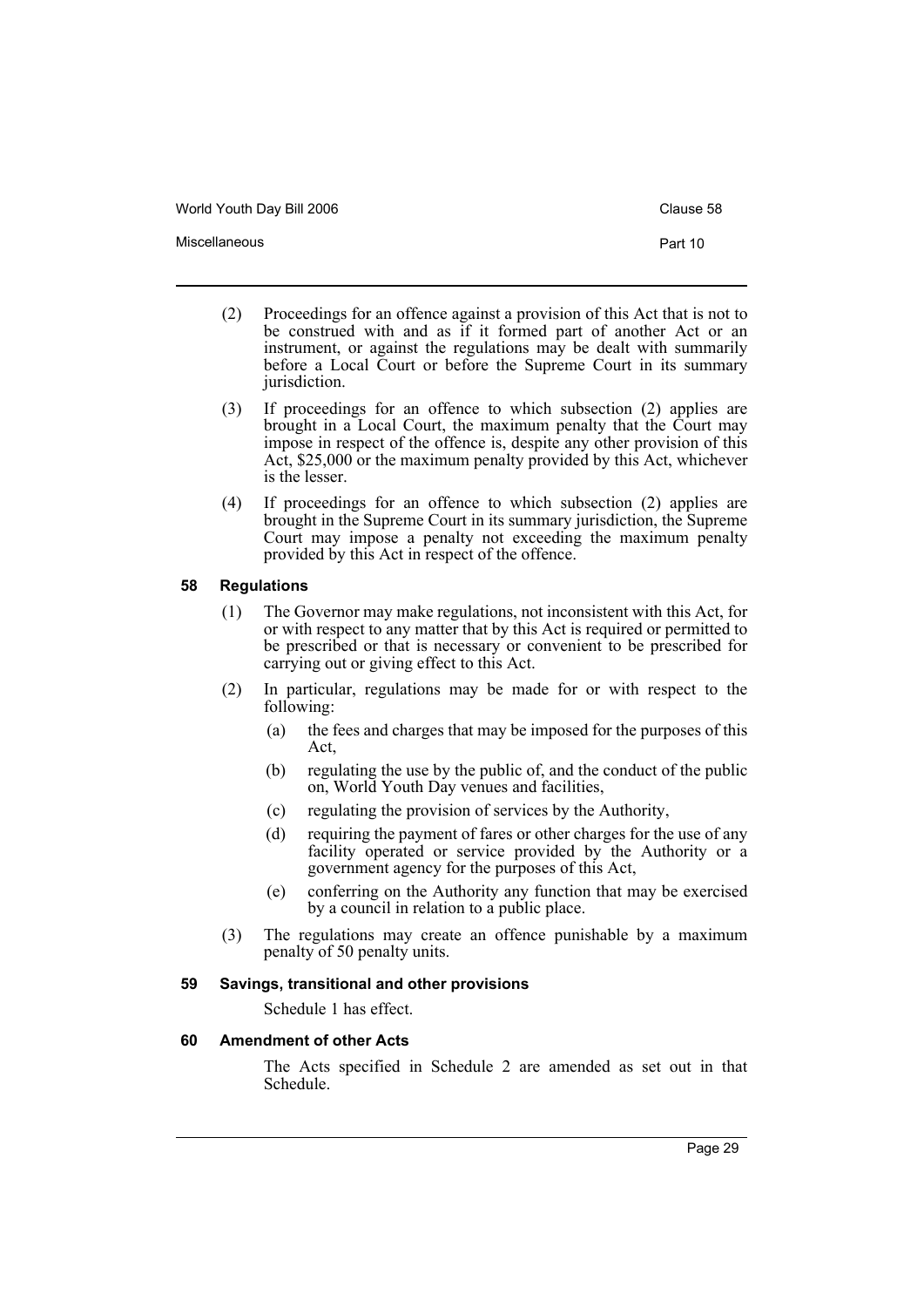(2) Proceedings for an offence against a provision of this Act that is not to be construed with and as if it formed part of another Act or an instrument, or against the regulations may be dealt with summarily before a Local Court or before the Supreme Court in its summary jurisdiction.

(3) If proceedings for an offence to which subsection (2) applies are brought in a Local Court, the maximum penalty that the Court may impose in respect of the offence is, despite any other provision of this Act, $25,000 or the maximum penalty provided by this Act, whichever is the lesser.

(4) If proceedings for an offence to which subsection (2) applies are brought in the Supreme Court in its summary jurisdiction, the Supreme Court may impose a penalty not exceeding the maximum penalty provided by this Act in respect of the offence.

### 58 Regulations

(1) The Governor may make regulations, not inconsistent with this Act, for or with respect to any matter that by this Act is required or permitted to be prescribed or that is necessary or convenient to be prescribed for carrying out or giving effect to this Act.

(2) In particular, regulations may be made for or with respect to the following:

- (a) the fees and charges that may be imposed for the purposes of this Act,
- (b) regulating the use by the public of, and the conduct of the public on, World Youth Day venues and facilities,
- (c) regulating the provision of services by the Authority,
- (d) requiring the payment of fares or other charges for the use of any facility operated or service provided by the Authority or a government agency for the purposes of this Act,
- (e) conferring on the Authority any function that may be exercised by a council in relation to a public place.

(3) The regulations may create an offence punishable by a maximum penalty of 50 penalty units.

### 59 Savings, transitional and other provisions

Schedule 1 has effect.

### 60 Amendment of other Acts

The Acts specified in Schedule 2 are amended as set out in that Schedule.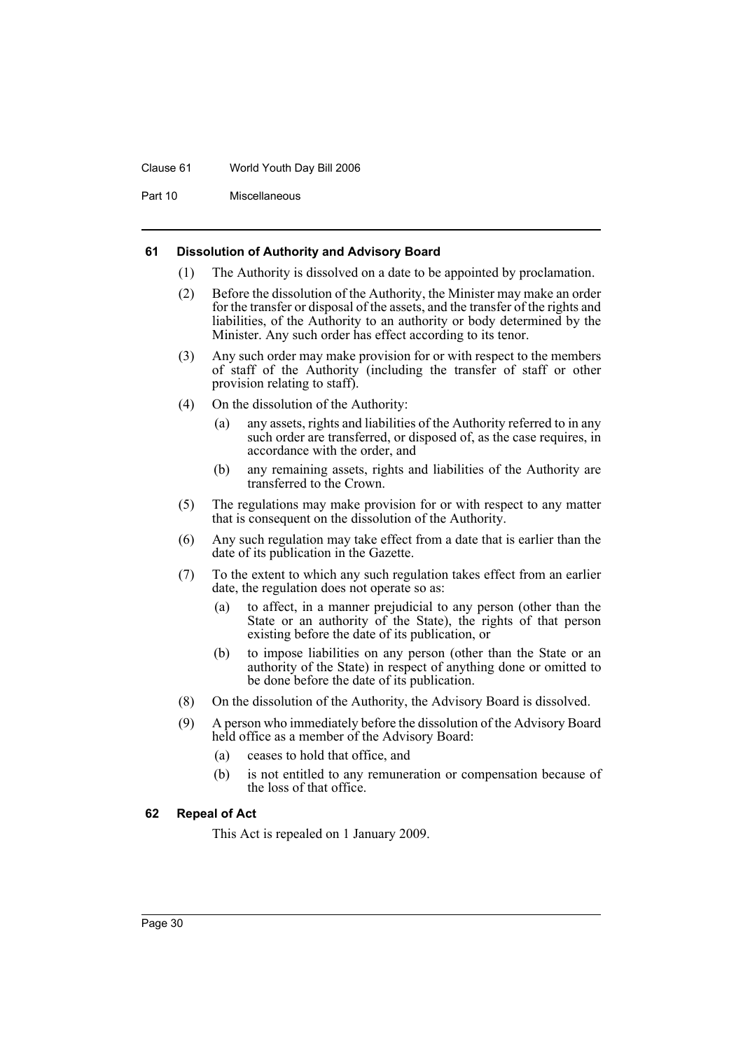### 61 Dissolution of Authority and Advisory Board

(1) The Authority is dissolved on a date to be appointed by proclamation.

(2) Before the dissolution of the Authority, the Minister may make an order for the transfer or disposal of the assets, and the transfer of the rights and liabilities, of the Authority to an authority or body determined by the Minister. Any such order has effect according to its tenor.

(3) Any such order may make provision for or with respect to the members of staff of the Authority (including the transfer of staff or other provision relating to staff).

(4) On the dissolution of the Authority:

- (a) any assets, rights and liabilities of the Authority referred to in any such order are transferred, or disposed of, as the case requires, in accordance with the order, and
- (b) any remaining assets, rights and liabilities of the Authority are transferred to the Crown.

(5) The regulations may make provision for or with respect to any matter that is consequent on the dissolution of the Authority.

(6) Any such regulation may take effect from a date that is earlier than the date of its publication in the Gazette.

(7) To the extent to which any such regulation takes effect from an earlier date, the regulation does not operate so as:

- (a) to affect, in a manner prejudicial to any person (other than the State or an authority of the State), the rights of that person existing before the date of its publication, or
- (b) to impose liabilities on any person (other than the State or an authority of the State) in respect of anything done or omitted to be done before the date of its publication.

(8) On the dissolution of the Authority, the Advisory Board is dissolved.

(9) A person who immediately before the dissolution of the Advisory Board held office as a member of the Advisory Board:

- (a) ceases to hold that office, and
- (b) is not entitled to any remuneration or compensation because of the loss of that office.

### 62 Repeal of Act

This Act is repealed on 1 January 2009.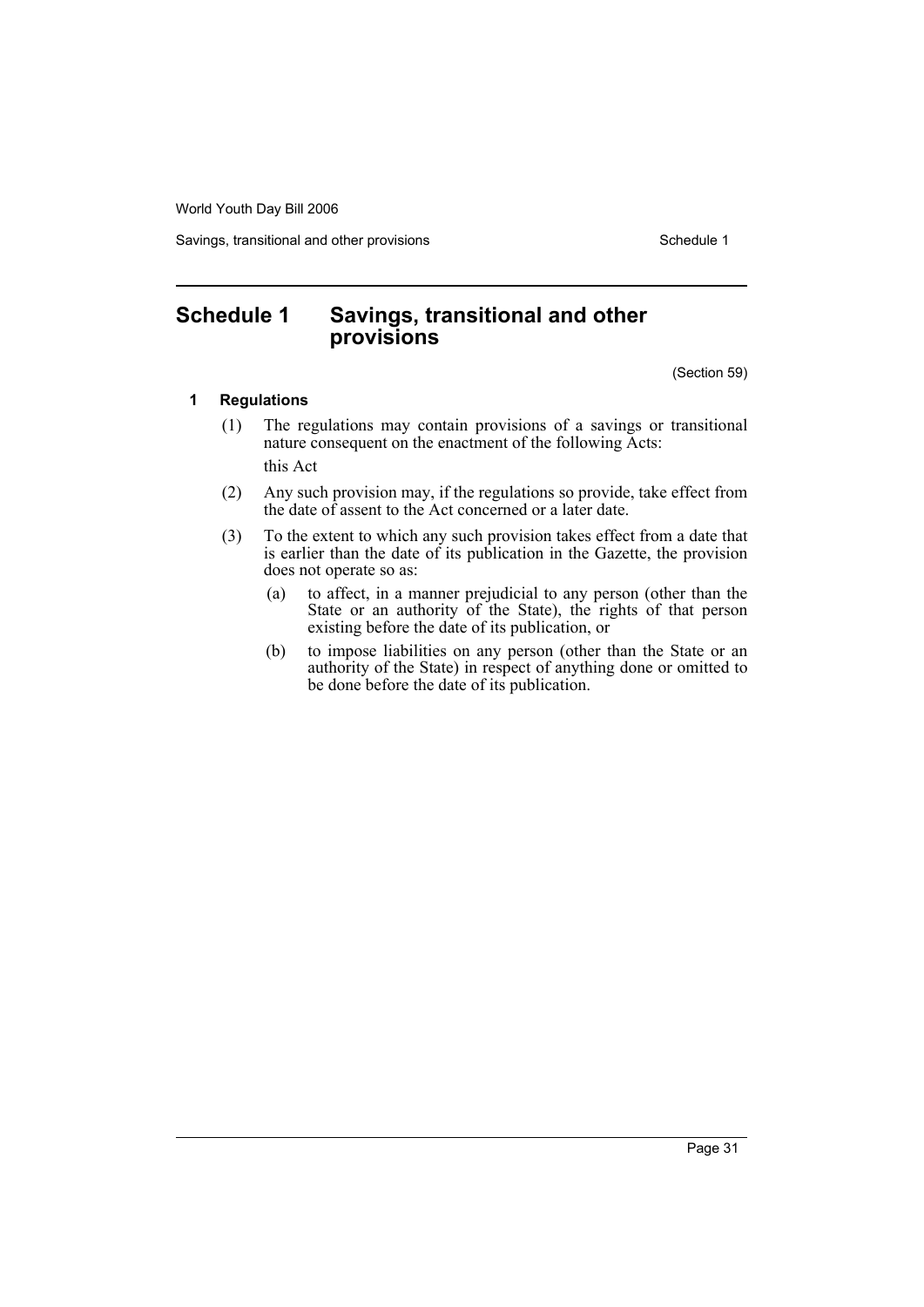# Schedule 1 Savings, transitional and other provisions

(Section 59)

### 1 Regulations

(1) The regulations may contain provisions of a savings or transitional nature consequent on the enactment of the following Acts:

this Act

(2) Any such provision may, if the regulations so provide, take effect from the date of assent to the Act concerned or a later date.

(3) To the extent to which any such provision takes effect from a date that is earlier than the date of its publication in the Gazette, the provision does not operate so as:

(a) to affect, in a manner prejudicial to any person (other than the State or an authority of the State), the rights of that person existing before the date of its publication, or

(b) to impose liabilities on any person (other than the State or an authority of the State) in respect of anything done or omitted to be done before the date of its publication.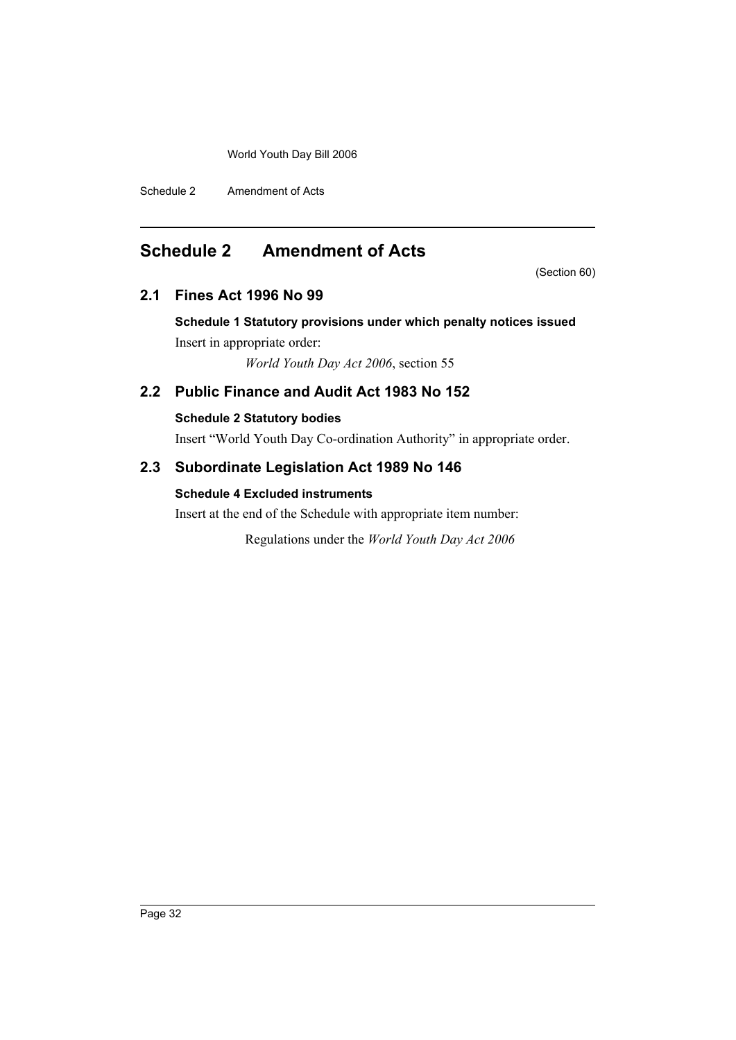## Schedule 2 Amendment of Acts

(Section 60)

### 2.1 Fines Act 1996 No 99

**Schedule 1 Statutory provisions under which penalty notices issued**

Insert in appropriate order:

*World Youth Day Act 2006*, section 55

### 2.2 Public Finance and Audit Act 1983 No 152

**Schedule 2 Statutory bodies**

Insert "World Youth Day Co-ordination Authority" in appropriate order.

### 2.3 Subordinate Legislation Act 1989 No 146

**Schedule 4 Excluded instruments**

Insert at the end of the Schedule with appropriate item number:

Regulations under the *World Youth Day Act 2006*